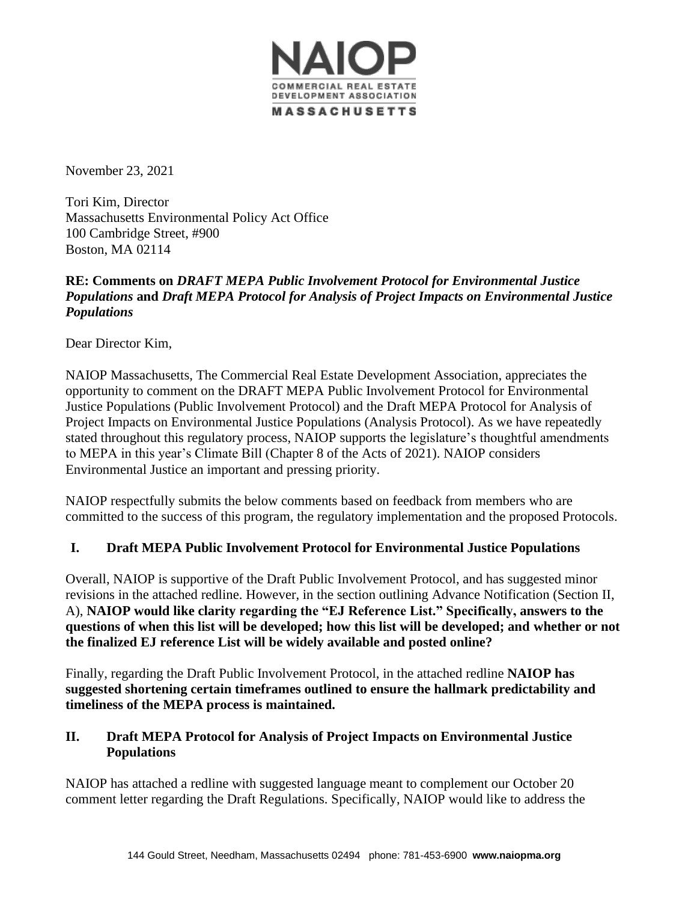NAIOP
COMMERCIAL REAL ESTATE
DEVELOPMENT ASSOCIATION
MASSACHUSETTS

November 23, 2021

Tori Kim, Director
Massachusetts Environmental Policy Act Office
100 Cambridge Street, #900
Boston, MA 02114

**RE: Comments on *DRAFT MEPA Public Involvement Protocol for Environmental Justice Populations* and *Draft MEPA Protocol for Analysis of Project Impacts on Environmental Justice Populations***

Dear Director Kim,

NAIOP Massachusetts, The Commercial Real Estate Development Association, appreciates the opportunity to comment on the DRAFT MEPA Public Involvement Protocol for Environmental Justice Populations (Public Involvement Protocol) and the Draft MEPA Protocol for Analysis of Project Impacts on Environmental Justice Populations (Analysis Protocol). As we have repeatedly stated throughout this regulatory process, NAIOP supports the legislature's thoughtful amendments to MEPA in this year's Climate Bill (Chapter 8 of the Acts of 2021). NAIOP considers Environmental Justice an important and pressing priority.

NAIOP respectfully submits the below comments based on feedback from members who are committed to the success of this program, the regulatory implementation and the proposed Protocols.

## I. Draft MEPA Public Involvement Protocol for Environmental Justice Populations

Overall, NAIOP is supportive of the Draft Public Involvement Protocol, and has suggested minor revisions in the attached redline. However, in the section outlining Advance Notification (Section II, A), **NAIOP would like clarity regarding the "EJ Reference List." Specifically, answers to the questions of when this list will be developed; how this list will be developed; and whether or not the finalized EJ reference List will be widely available and posted online?**

Finally, regarding the Draft Public Involvement Protocol, in the attached redline **NAIOP has suggested shortening certain timeframes outlined to ensure the hallmark predictability and timeliness of the MEPA process is maintained.**

## II. Draft MEPA Protocol for Analysis of Project Impacts on Environmental Justice Populations

NAIOP has attached a redline with suggested language meant to complement our October 20 comment letter regarding the Draft Regulations. Specifically, NAIOP would like to address the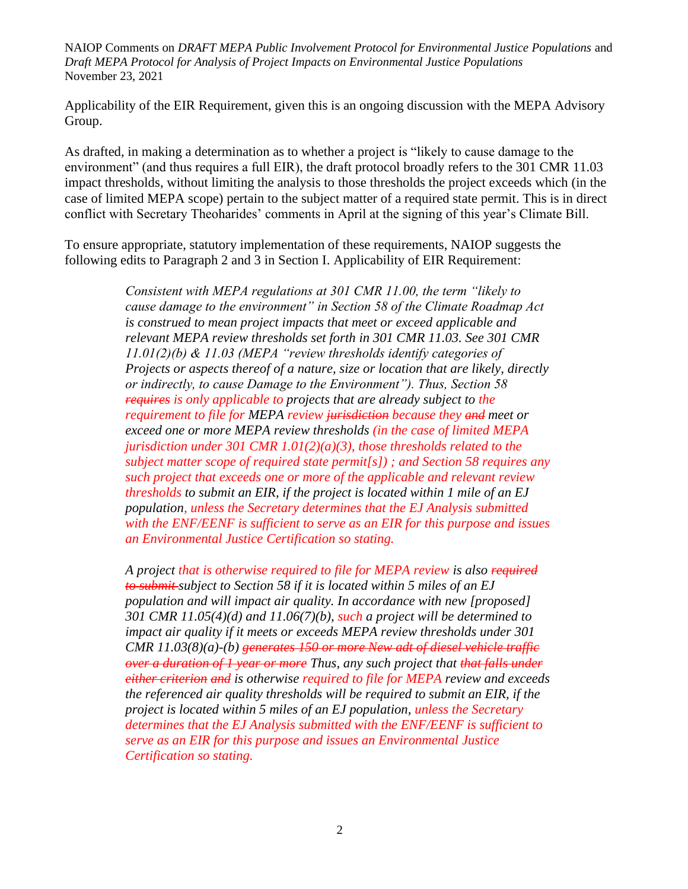Applicability of the EIR Requirement, given this is an ongoing discussion with the MEPA Advisory Group.

As drafted, in making a determination as to whether a project is "likely to cause damage to the environment" (and thus requires a full EIR), the draft protocol broadly refers to the 301 CMR 11.03 impact thresholds, without limiting the analysis to those thresholds the project exceeds which (in the case of limited MEPA scope) pertain to the subject matter of a required state permit. This is in direct conflict with Secretary Theoharides' comments in April at the signing of this year's Climate Bill.

To ensure appropriate, statutory implementation of these requirements, NAIOP suggests the following edits to Paragraph 2 and 3 in Section I. Applicability of EIR Requirement:

> *Consistent with MEPA regulations at 301 CMR 11.00, the term "likely to cause damage to the environment" in Section 58 of the Climate Roadmap Act is construed to mean project impacts that meet or exceed applicable and relevant MEPA review thresholds set forth in 301 CMR 11.03. See 301 CMR 11.01(2)(b) & 11.03 (MEPA "review thresholds identify categories of Projects or aspects thereof of a nature, size or location that are likely, directly or indirectly, to cause Damage to the Environment"). Thus, Section 58 ~~requires~~ is only applicable to projects that are already subject to the requirement to file for MEPA review ~~jurisdiction~~ because they ~~and~~ meet or exceed one or more MEPA review thresholds (in the case of limited MEPA jurisdiction under 301 CMR 1.01(2)(a)(3), those thresholds related to the subject matter scope of required state permit[s]) ; and Section 58 requires any such project that exceeds one or more of the applicable and relevant review thresholds to submit an EIR, if the project is located within 1 mile of an EJ population, unless the Secretary determines that the EJ Analysis submitted with the ENF/EENF is sufficient to serve as an EIR for this purpose and issues an Environmental Justice Certification so stating.*
>
> *A project that is otherwise required to file for MEPA review is also ~~required to submit~~ subject to Section 58 if it is located within 5 miles of an EJ population and will impact air quality. In accordance with new [proposed] 301 CMR 11.05(4)(d) and 11.06(7)(b), such a project will be determined to impact air quality if it meets or exceeds MEPA review thresholds under 301 CMR 11.03(8)(a)-(b) ~~generates 150 or more New adt of diesel vehicle traffic over a duration of 1 year or more~~ Thus, any such project that ~~that falls under either criterion and~~ is otherwise required to file for MEPA review and exceeds the referenced air quality thresholds will be required to submit an EIR, if the project is located within 5 miles of an EJ population, unless the Secretary determines that the EJ Analysis submitted with the ENF/EENF is sufficient to serve as an EIR for this purpose and issues an Environmental Justice Certification so stating.*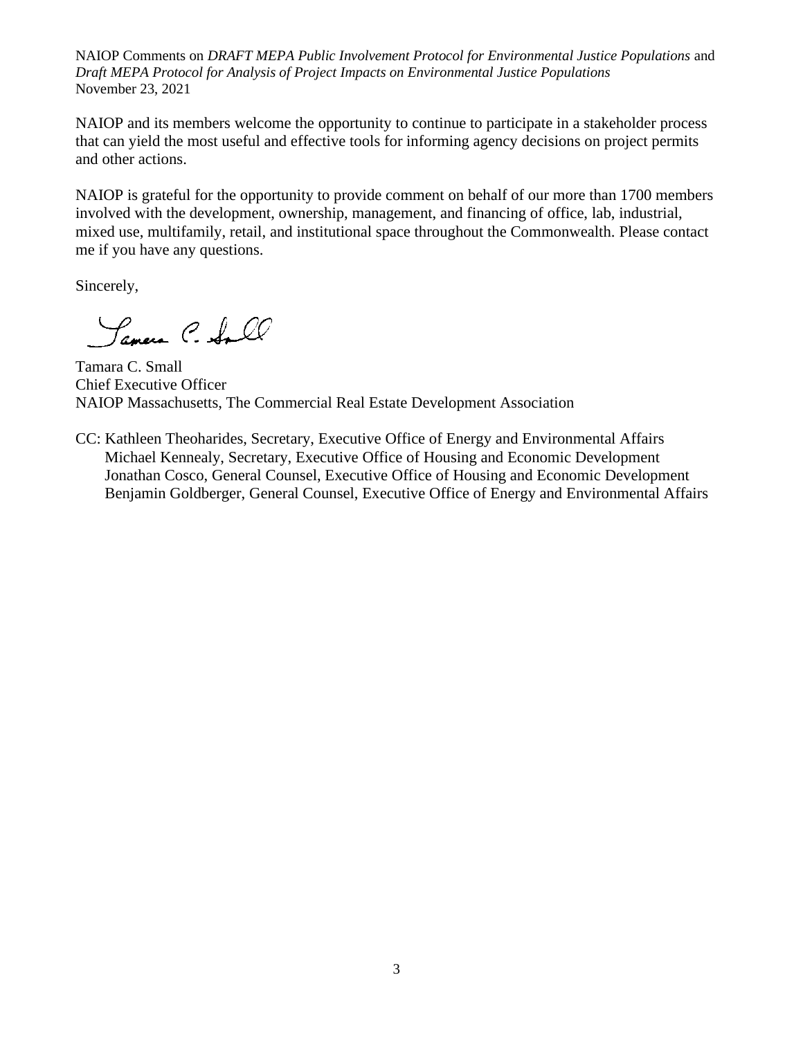NAIOP and its members welcome the opportunity to continue to participate in a stakeholder process that can yield the most useful and effective tools for informing agency decisions on project permits and other actions.

NAIOP is grateful for the opportunity to provide comment on behalf of our more than 1700 members involved with the development, ownership, management, and financing of office, lab, industrial, mixed use, multifamily, retail, and institutional space throughout the Commonwealth. Please contact me if you have any questions.

Sincerely,

Tamara C. Small
Chief Executive Officer
NAIOP Massachusetts, The Commercial Real Estate Development Association

CC: Kathleen Theoharides, Secretary, Executive Office of Energy and Environmental Affairs
Michael Kennealy, Secretary, Executive Office of Housing and Economic Development
Jonathan Cosco, General Counsel, Executive Office of Housing and Economic Development
Benjamin Goldberger, General Counsel, Executive Office of Energy and Environmental Affairs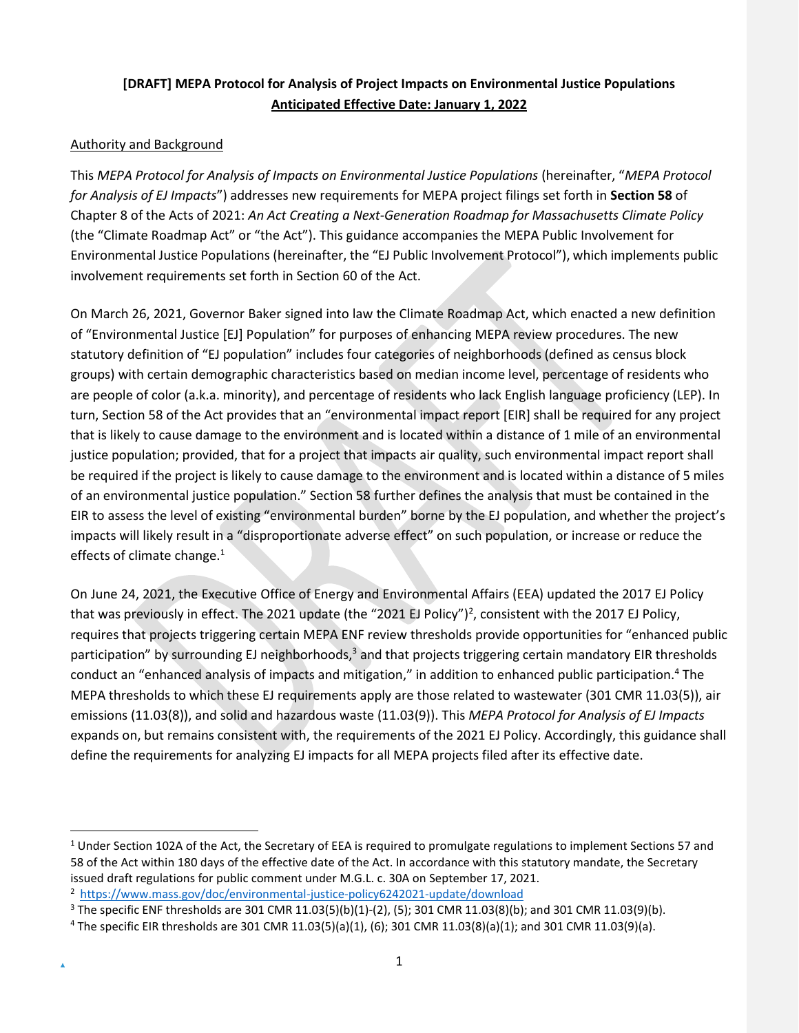# [DRAFT] MEPA Protocol for Analysis of Project Impacts on Environmental Justice Populations

**Anticipated Effective Date: January 1, 2022**

Authority and Background

This *MEPA Protocol for Analysis of Impacts on Environmental Justice Populations* (hereinafter, "*MEPA Protocol for Analysis of EJ Impacts*") addresses new requirements for MEPA project filings set forth in **Section 58** of Chapter 8 of the Acts of 2021: *An Act Creating a Next-Generation Roadmap for Massachusetts Climate Policy* (the "Climate Roadmap Act" or "the Act"). This guidance accompanies the MEPA Public Involvement for Environmental Justice Populations (hereinafter, the "EJ Public Involvement Protocol"), which implements public involvement requirements set forth in Section 60 of the Act.

On March 26, 2021, Governor Baker signed into law the Climate Roadmap Act, which enacted a new definition of "Environmental Justice [EJ] Population" for purposes of enhancing MEPA review procedures. The new statutory definition of "EJ population" includes four categories of neighborhoods (defined as census block groups) with certain demographic characteristics based on median income level, percentage of residents who are people of color (a.k.a. minority), and percentage of residents who lack English language proficiency (LEP). In turn, Section 58 of the Act provides that an "environmental impact report [EIR] shall be required for any project that is likely to cause damage to the environment and is located within a distance of 1 mile of an environmental justice population; provided, that for a project that impacts air quality, such environmental impact report shall be required if the project is likely to cause damage to the environment and is located within a distance of 5 miles of an environmental justice population." Section 58 further defines the analysis that must be contained in the EIR to assess the level of existing "environmental burden" borne by the EJ population, and whether the project's impacts will likely result in a "disproportionate adverse effect" on such population, or increase or reduce the effects of climate change.[1]

On June 24, 2021, the Executive Office of Energy and Environmental Affairs (EEA) updated the 2017 EJ Policy that was previously in effect. The 2021 update (the "2021 EJ Policy")[2], consistent with the 2017 EJ Policy, requires that projects triggering certain MEPA ENF review thresholds provide opportunities for "enhanced public participation" by surrounding EJ neighborhoods,[3] and that projects triggering certain mandatory EIR thresholds conduct an "enhanced analysis of impacts and mitigation," in addition to enhanced public participation.[4] The MEPA thresholds to which these EJ requirements apply are those related to wastewater (301 CMR 11.03(5)), air emissions (11.03(8)), and solid and hazardous waste (11.03(9)). This *MEPA Protocol for Analysis of EJ Impacts* expands on, but remains consistent with, the requirements of the 2021 EJ Policy. Accordingly, this guidance shall define the requirements for analyzing EJ impacts for all MEPA projects filed after its effective date.

---

[1] Under Section 102A of the Act, the Secretary of EEA is required to promulgate regulations to implement Sections 57 and 58 of the Act within 180 days of the effective date of the Act. In accordance with this statutory mandate, the Secretary issued draft regulations for public comment under M.G.L. c. 30A on September 17, 2021.

[2] https://www.mass.gov/doc/environmental-justice-policy6242021-update/download

[3] The specific ENF thresholds are 301 CMR 11.03(5)(b)(1)-(2), (5); 301 CMR 11.03(8)(b); and 301 CMR 11.03(9)(b).

[4] The specific EIR thresholds are 301 CMR 11.03(5)(a)(1), (6); 301 CMR 11.03(8)(a)(1); and 301 CMR 11.03(9)(a).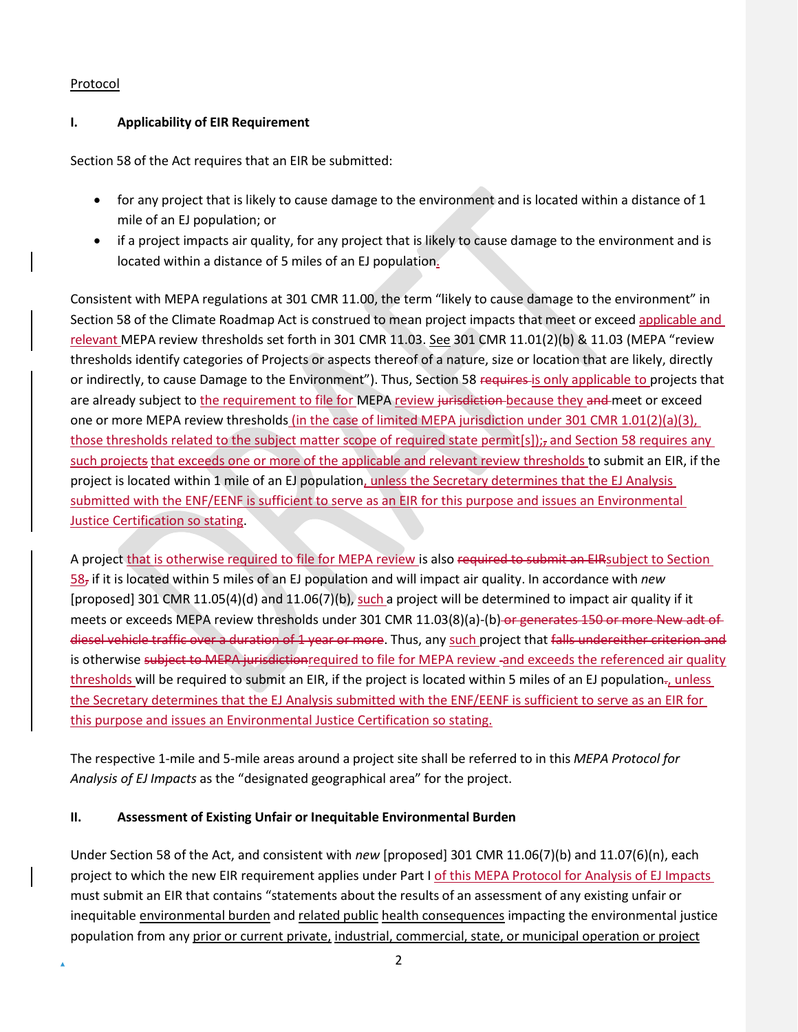Protocol

**I. Applicability of EIR Requirement**

Section 58 of the Act requires that an EIR be submitted:

- for any project that is likely to cause damage to the environment and is located within a distance of 1 mile of an EJ population; or
- if a project impacts air quality, for any project that is likely to cause damage to the environment and is located within a distance of 5 miles of an EJ population.

Consistent with MEPA regulations at 301 CMR 11.00, the term "likely to cause damage to the environment" in Section 58 of the Climate Roadmap Act is construed to mean project impacts that meet or exceed applicable and relevant MEPA review thresholds set forth in 301 CMR 11.03. See 301 CMR 11.01(2)(b) & 11.03 (MEPA "review thresholds identify categories of Projects or aspects thereof of a nature, size or location that are likely, directly or indirectly, to cause Damage to the Environment"). Thus, Section 58 ~~requires~~ is only applicable to projects that are already subject to the requirement to file for MEPA review ~~jurisdiction~~ because they ~~and~~ meet or exceed one or more MEPA review thresholds (in the case of limited MEPA jurisdiction under 301 CMR 1.01(2)(a)(3), those thresholds related to the subject matter scope of required state permit[s]);~~,~~ and Section 58 requires any such projects that exceeds one or more of the applicable and relevant review thresholds to submit an EIR, if the project is located within 1 mile of an EJ population, unless the Secretary determines that the EJ Analysis submitted with the ENF/EENF is sufficient to serve as an EIR for this purpose and issues an Environmental Justice Certification so stating.

A project that is otherwise required to file for MEPA review is also ~~required to submit an EIR~~subject to Section 58~~,~~ if it is located within 5 miles of an EJ population and will impact air quality. In accordance with *new* [proposed] 301 CMR 11.05(4)(d) and 11.06(7)(b), such a project will be determined to impact air quality if it meets or exceeds MEPA review thresholds under 301 CMR 11.03(8)(a)-(b) ~~or generates 150 or more New adt of diesel vehicle traffic over a duration of 1 year or more~~. Thus, any such project that ~~falls undereither criterion and~~ is otherwise ~~subject to MEPA jurisdiction~~required to file for MEPA review -and exceeds the referenced air quality thresholds will be required to submit an EIR, if the project is located within 5 miles of an EJ population~~.~~, unless the Secretary determines that the EJ Analysis submitted with the ENF/EENF is sufficient to serve as an EIR for this purpose and issues an Environmental Justice Certification so stating.

The respective 1-mile and 5-mile areas around a project site shall be referred to in this *MEPA Protocol for Analysis of EJ Impacts* as the "designated geographical area" for the project.

**II. Assessment of Existing Unfair or Inequitable Environmental Burden**

Under Section 58 of the Act, and consistent with *new* [proposed] 301 CMR 11.06(7)(b) and 11.07(6)(n), each project to which the new EIR requirement applies under Part I of this MEPA Protocol for Analysis of EJ Impacts must submit an EIR that contains "statements about the results of an assessment of any existing unfair or inequitable environmental burden and related public health consequences impacting the environmental justice population from any prior or current private, industrial, commercial, state, or municipal operation or project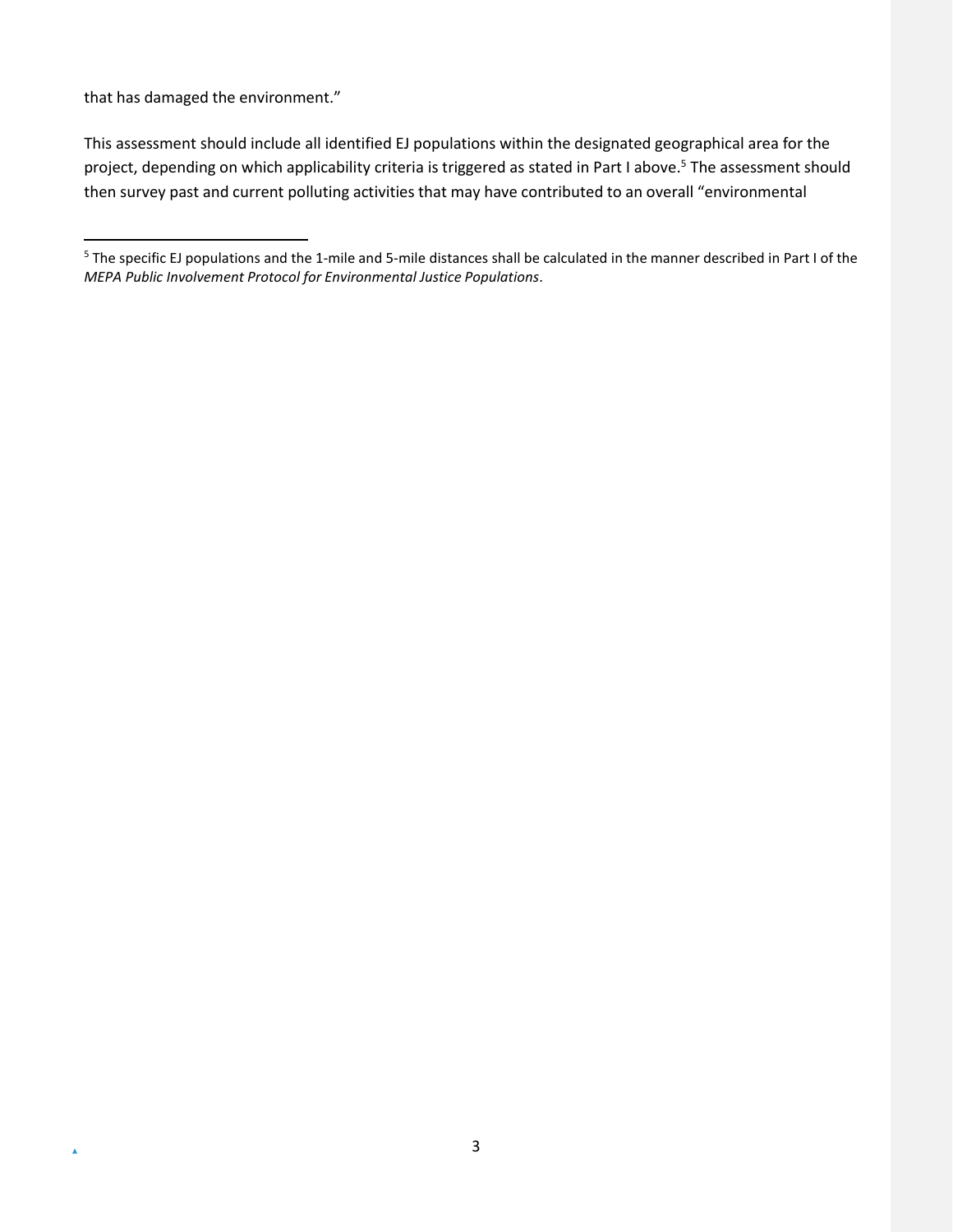that has damaged the environment."

This assessment should include all identified EJ populations within the designated geographical area for the project, depending on which applicability criteria is triggered as stated in Part I above.[5] The assessment should then survey past and current polluting activities that may have contributed to an overall "environmental

[5] The specific EJ populations and the 1-mile and 5-mile distances shall be calculated in the manner described in Part I of the *MEPA Public Involvement Protocol for Environmental Justice Populations*.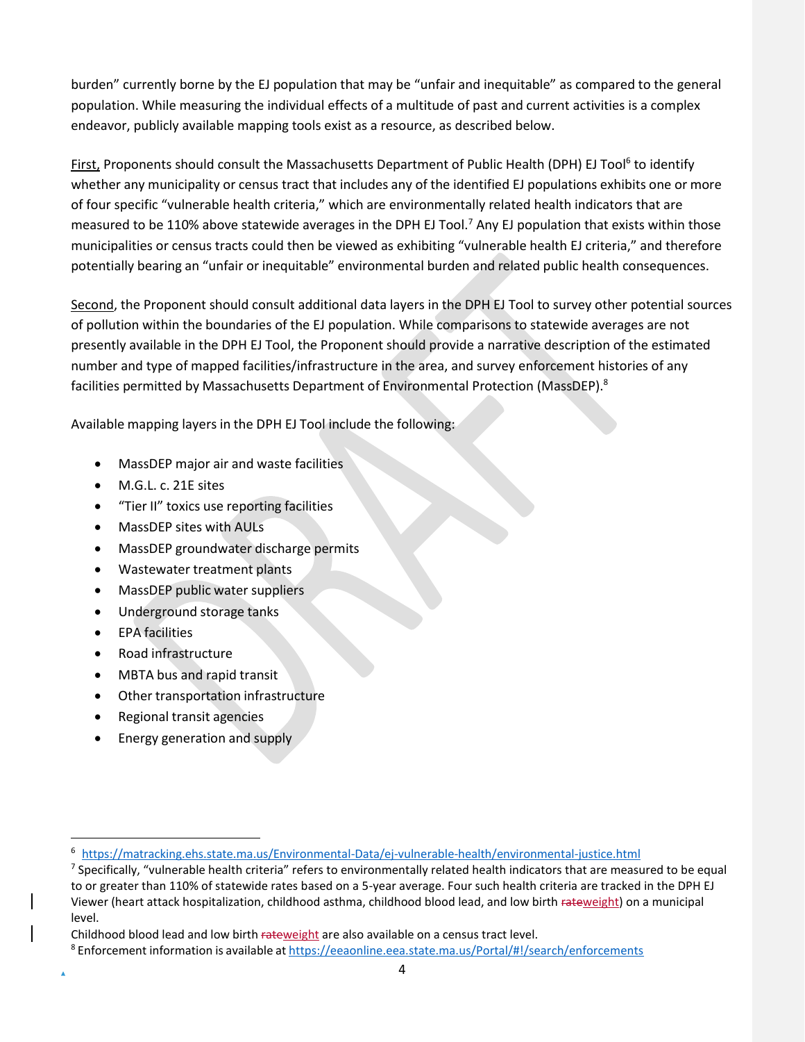burden" currently borne by the EJ population that may be "unfair and inequitable" as compared to the general population. While measuring the individual effects of a multitude of past and current activities is a complex endeavor, publicly available mapping tools exist as a resource, as described below.

First, Proponents should consult the Massachusetts Department of Public Health (DPH) EJ Tool[6] to identify whether any municipality or census tract that includes any of the identified EJ populations exhibits one or more of four specific "vulnerable health criteria," which are environmentally related health indicators that are measured to be 110% above statewide averages in the DPH EJ Tool.[7] Any EJ population that exists within those municipalities or census tracts could then be viewed as exhibiting "vulnerable health EJ criteria," and therefore potentially bearing an "unfair or inequitable" environmental burden and related public health consequences.

Second, the Proponent should consult additional data layers in the DPH EJ Tool to survey other potential sources of pollution within the boundaries of the EJ population. While comparisons to statewide averages are not presently available in the DPH EJ Tool, the Proponent should provide a narrative description of the estimated number and type of mapped facilities/infrastructure in the area, and survey enforcement histories of any facilities permitted by Massachusetts Department of Environmental Protection (MassDEP).[8]

Available mapping layers in the DPH EJ Tool include the following:

- MassDEP major air and waste facilities
- M.G.L. c. 21E sites
- "Tier II" toxics use reporting facilities
- MassDEP sites with AULs
- MassDEP groundwater discharge permits
- Wastewater treatment plants
- MassDEP public water suppliers
- Underground storage tanks
- EPA facilities
- Road infrastructure
- MBTA bus and rapid transit
- Other transportation infrastructure
- Regional transit agencies
- Energy generation and supply

---

[6] https://matracking.ehs.state.ma.us/Environmental-Data/ej-vulnerable-health/environmental-justice.html

[7] Specifically, "vulnerable health criteria" refers to environmentally related health indicators that are measured to be equal to or greater than 110% of statewide rates based on a 5-year average. Four such health criteria are tracked in the DPH EJ Viewer (heart attack hospitalization, childhood asthma, childhood blood lead, and low birth ~~rate~~weight) on a municipal level.
Childhood blood lead and low birth ~~rate~~weight are also available on a census tract level.

[8] Enforcement information is available at https://eeaonline.eea.state.ma.us/Portal/#!/search/enforcements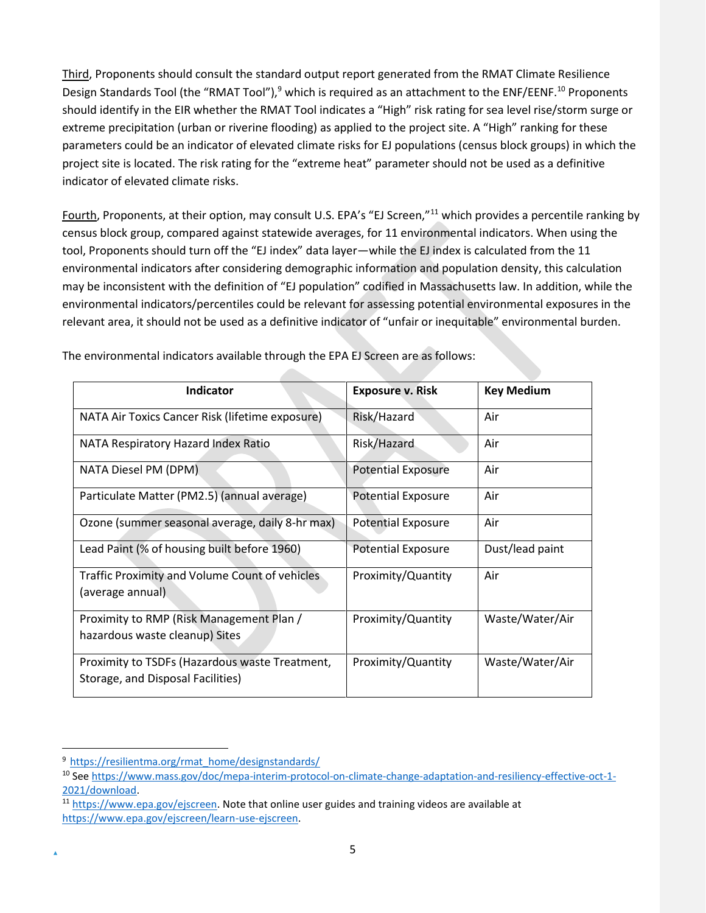Third, Proponents should consult the standard output report generated from the RMAT Climate Resilience Design Standards Tool (the "RMAT Tool"),[9] which is required as an attachment to the ENF/EENF.[10] Proponents should identify in the EIR whether the RMAT Tool indicates a "High" risk rating for sea level rise/storm surge or extreme precipitation (urban or riverine flooding) as applied to the project site. A "High" ranking for these parameters could be an indicator of elevated climate risks for EJ populations (census block groups) in which the project site is located. The risk rating for the "extreme heat" parameter should not be used as a definitive indicator of elevated climate risks.

Fourth, Proponents, at their option, may consult U.S. EPA's "EJ Screen,"[11] which provides a percentile ranking by census block group, compared against statewide averages, for 11 environmental indicators. When using the tool, Proponents should turn off the "EJ index" data layer—while the EJ index is calculated from the 11 environmental indicators after considering demographic information and population density, this calculation may be inconsistent with the definition of "EJ population" codified in Massachusetts law. In addition, while the environmental indicators/percentiles could be relevant for assessing potential environmental exposures in the relevant area, it should not be used as a definitive indicator of "unfair or inequitable" environmental burden.

The environmental indicators available through the EPA EJ Screen are as follows:

| Indicator | Exposure v. Risk | Key Medium |
|---|---|---|
| NATA Air Toxics Cancer Risk (lifetime exposure) | Risk/Hazard | Air |
| NATA Respiratory Hazard Index Ratio | Risk/Hazard | Air |
| NATA Diesel PM (DPM) | Potential Exposure | Air |
| Particulate Matter (PM2.5) (annual average) | Potential Exposure | Air |
| Ozone (summer seasonal average, daily 8-hr max) | Potential Exposure | Air |
| Lead Paint (% of housing built before 1960) | Potential Exposure | Dust/lead paint |
| Traffic Proximity and Volume Count of vehicles (average annual) | Proximity/Quantity | Air |
| Proximity to RMP (Risk Management Plan / hazardous waste cleanup) Sites | Proximity/Quantity | Waste/Water/Air |
| Proximity to TSDFs (Hazardous waste Treatment, Storage, and Disposal Facilities) | Proximity/Quantity | Waste/Water/Air |

---

[9] https://resilientma.org/rmat_home/designstandards/

[10] See https://www.mass.gov/doc/mepa-interim-protocol-on-climate-change-adaptation-and-resiliency-effective-oct-1-2021/download.

[11] https://www.epa.gov/ejscreen. Note that online user guides and training videos are available at https://www.epa.gov/ejscreen/learn-use-ejscreen.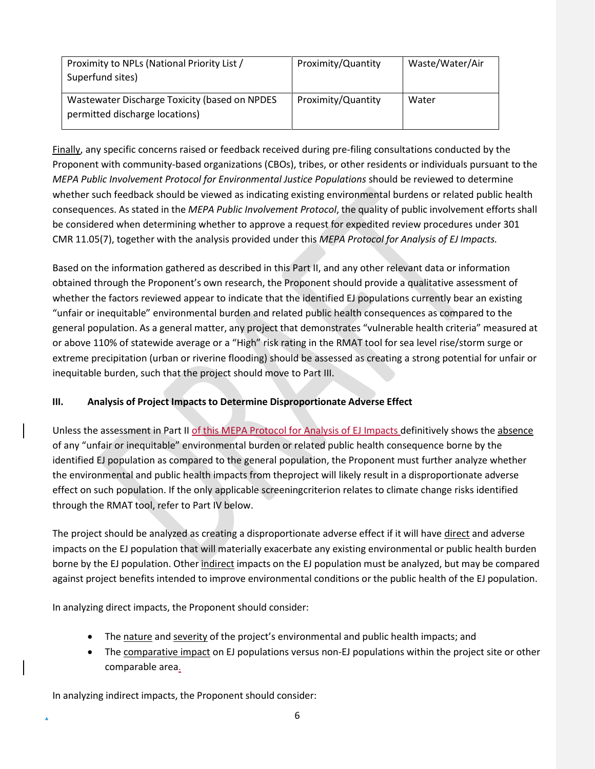| Proximity to NPLs (National Priority List / Superfund sites) | Proximity/Quantity | Waste/Water/Air |
|---|---|---|
| Wastewater Discharge Toxicity (based on NPDES permitted discharge locations) | Proximity/Quantity | Water |

Finally, any specific concerns raised or feedback received during pre-filing consultations conducted by the Proponent with community-based organizations (CBOs), tribes, or other residents or individuals pursuant to the *MEPA Public Involvement Protocol for Environmental Justice Populations* should be reviewed to determine whether such feedback should be viewed as indicating existing environmental burdens or related public health consequences. As stated in the *MEPA Public Involvement Protocol*, the quality of public involvement efforts shall be considered when determining whether to approve a request for expedited review procedures under 301 CMR 11.05(7), together with the analysis provided under this *MEPA Protocol for Analysis of EJ Impacts.*

Based on the information gathered as described in this Part II, and any other relevant data or information obtained through the Proponent's own research, the Proponent should provide a qualitative assessment of whether the factors reviewed appear to indicate that the identified EJ populations currently bear an existing "unfair or inequitable" environmental burden and related public health consequences as compared to the general population. As a general matter, any project that demonstrates "vulnerable health criteria" measured at or above 110% of statewide average or a "High" risk rating in the RMAT tool for sea level rise/storm surge or extreme precipitation (urban or riverine flooding) should be assessed as creating a strong potential for unfair or inequitable burden, such that the project should move to Part III.

## III. Analysis of Project Impacts to Determine Disproportionate Adverse Effect

Unless the assessment in Part II of this MEPA Protocol for Analysis of EJ Impacts definitively shows the absence of any "unfair or inequitable" environmental burden or related public health consequence borne by the identified EJ population as compared to the general population, the Proponent must further analyze whether the environmental and public health impacts from theproject will likely result in a disproportionate adverse effect on such population. If the only applicable screeningcriterion relates to climate change risks identified through the RMAT tool, refer to Part IV below.

The project should be analyzed as creating a disproportionate adverse effect if it will have direct and adverse impacts on the EJ population that will materially exacerbate any existing environmental or public health burden borne by the EJ population. Other indirect impacts on the EJ population must be analyzed, but may be compared against project benefits intended to improve environmental conditions or the public health of the EJ population.

In analyzing direct impacts, the Proponent should consider:

- The nature and severity of the project's environmental and public health impacts; and
- The comparative impact on EJ populations versus non-EJ populations within the project site or other comparable area.

In analyzing indirect impacts, the Proponent should consider: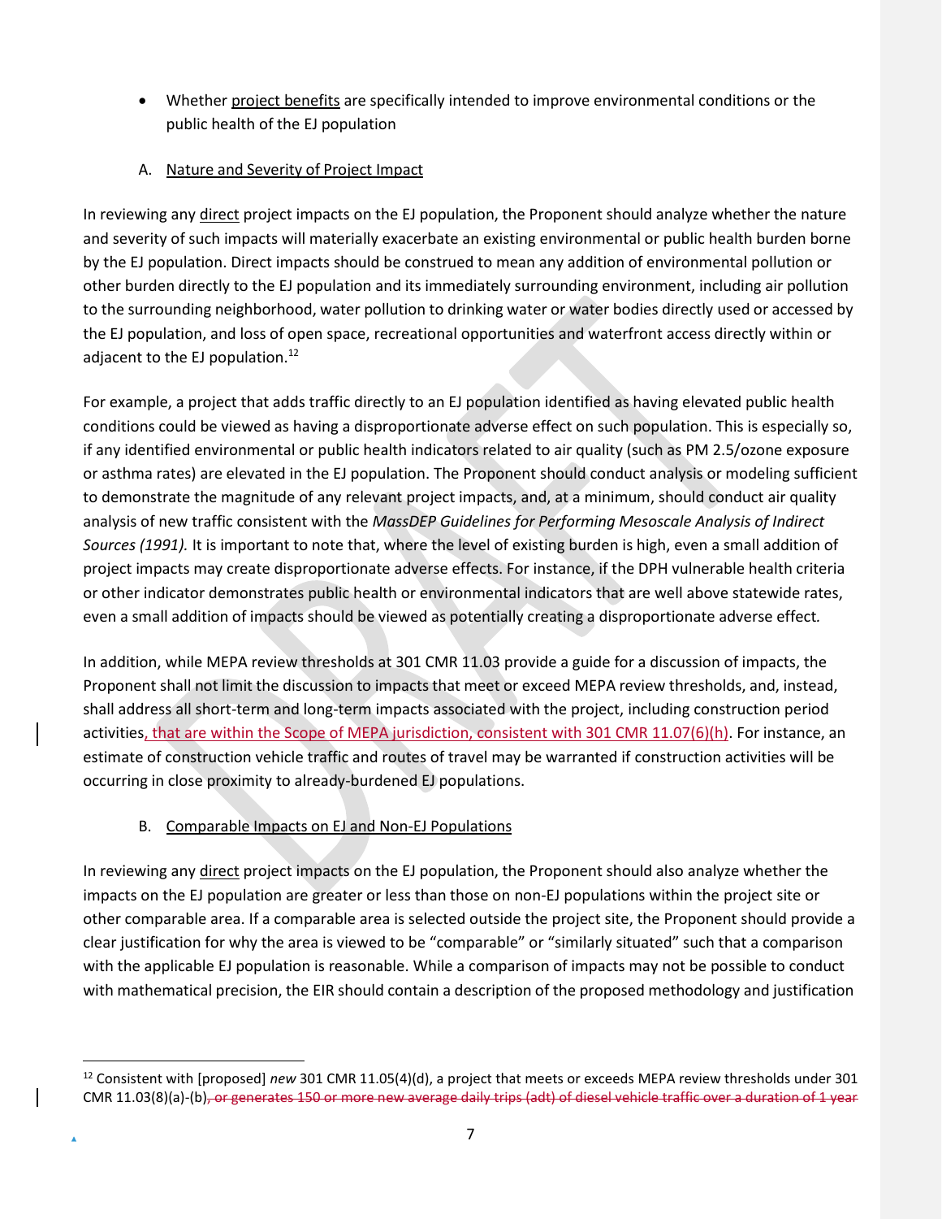- Whether project benefits are specifically intended to improve environmental conditions or the public health of the EJ population

A. Nature and Severity of Project Impact

In reviewing any direct project impacts on the EJ population, the Proponent should analyze whether the nature and severity of such impacts will materially exacerbate an existing environmental or public health burden borne by the EJ population. Direct impacts should be construed to mean any addition of environmental pollution or other burden directly to the EJ population and its immediately surrounding environment, including air pollution to the surrounding neighborhood, water pollution to drinking water or water bodies directly used or accessed by the EJ population, and loss of open space, recreational opportunities and waterfront access directly within or adjacent to the EJ population.[12]

For example, a project that adds traffic directly to an EJ population identified as having elevated public health conditions could be viewed as having a disproportionate adverse effect on such population. This is especially so, if any identified environmental or public health indicators related to air quality (such as PM 2.5/ozone exposure or asthma rates) are elevated in the EJ population. The Proponent should conduct analysis or modeling sufficient to demonstrate the magnitude of any relevant project impacts, and, at a minimum, should conduct air quality analysis of new traffic consistent with the *MassDEP Guidelines for Performing Mesoscale Analysis of Indirect Sources (1991).* It is important to note that, where the level of existing burden is high, even a small addition of project impacts may create disproportionate adverse effects. For instance, if the DPH vulnerable health criteria or other indicator demonstrates public health or environmental indicators that are well above statewide rates, even a small addition of impacts should be viewed as potentially creating a disproportionate adverse effect.

In addition, while MEPA review thresholds at 301 CMR 11.03 provide a guide for a discussion of impacts, the Proponent shall not limit the discussion to impacts that meet or exceed MEPA review thresholds, and, instead, shall address all short-term and long-term impacts associated with the project, including construction period activities, that are within the Scope of MEPA jurisdiction, consistent with 301 CMR 11.07(6)(h). For instance, an estimate of construction vehicle traffic and routes of travel may be warranted if construction activities will be occurring in close proximity to already-burdened EJ populations.

B. Comparable Impacts on EJ and Non-EJ Populations

In reviewing any direct project impacts on the EJ population, the Proponent should also analyze whether the impacts on the EJ population are greater or less than those on non-EJ populations within the project site or other comparable area. If a comparable area is selected outside the project site, the Proponent should provide a clear justification for why the area is viewed to be "comparable" or "similarly situated" such that a comparison with the applicable EJ population is reasonable. While a comparison of impacts may not be possible to conduct with mathematical precision, the EIR should contain a description of the proposed methodology and justification

[12] Consistent with [proposed] *new* 301 CMR 11.05(4)(d), a project that meets or exceeds MEPA review thresholds under 301 CMR 11.03(8)(a)-(b)~~, or generates 150 or more new average daily trips (adt) of diesel vehicle traffic over a duration of 1 year~~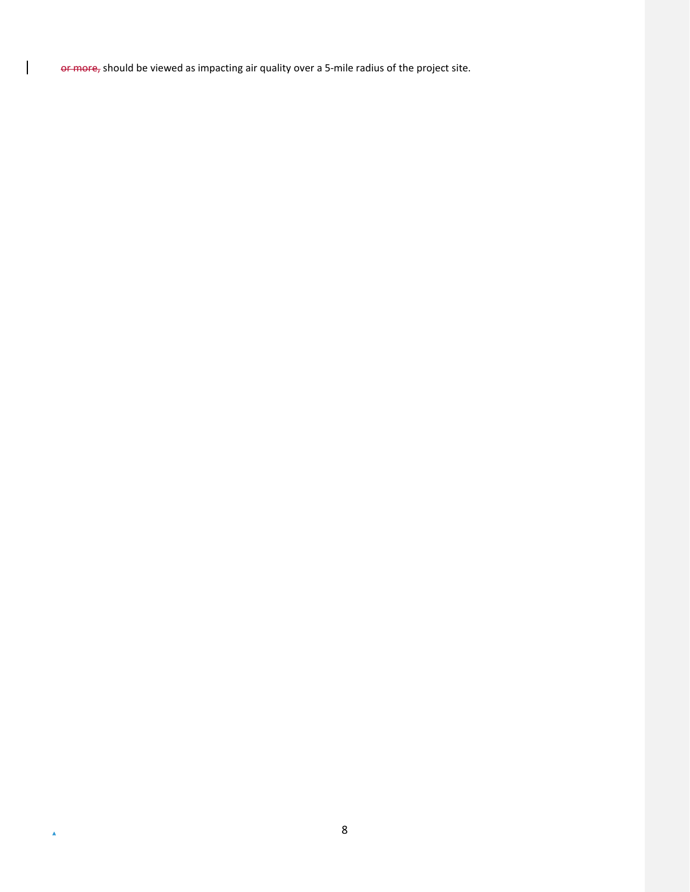~~or more,~~ should be viewed as impacting air quality over a 5-mile radius of the project site.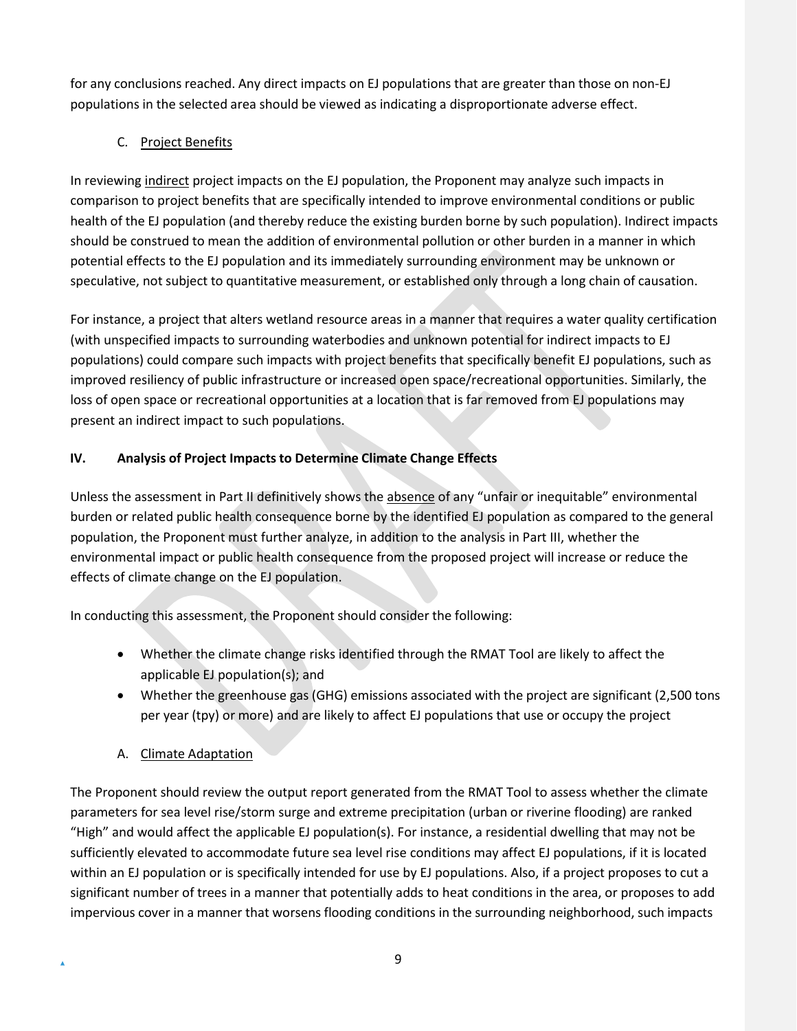for any conclusions reached. Any direct impacts on EJ populations that are greater than those on non-EJ populations in the selected area should be viewed as indicating a disproportionate adverse effect.

### C. Project Benefits

In reviewing indirect project impacts on the EJ population, the Proponent may analyze such impacts in comparison to project benefits that are specifically intended to improve environmental conditions or public health of the EJ population (and thereby reduce the existing burden borne by such population). Indirect impacts should be construed to mean the addition of environmental pollution or other burden in a manner in which potential effects to the EJ population and its immediately surrounding environment may be unknown or speculative, not subject to quantitative measurement, or established only through a long chain of causation.

For instance, a project that alters wetland resource areas in a manner that requires a water quality certification (with unspecified impacts to surrounding waterbodies and unknown potential for indirect impacts to EJ populations) could compare such impacts with project benefits that specifically benefit EJ populations, such as improved resiliency of public infrastructure or increased open space/recreational opportunities. Similarly, the loss of open space or recreational opportunities at a location that is far removed from EJ populations may present an indirect impact to such populations.

## IV. Analysis of Project Impacts to Determine Climate Change Effects

Unless the assessment in Part II definitively shows the absence of any "unfair or inequitable" environmental burden or related public health consequence borne by the identified EJ population as compared to the general population, the Proponent must further analyze, in addition to the analysis in Part III, whether the environmental impact or public health consequence from the proposed project will increase or reduce the effects of climate change on the EJ population.

In conducting this assessment, the Proponent should consider the following:

- Whether the climate change risks identified through the RMAT Tool are likely to affect the applicable EJ population(s); and
- Whether the greenhouse gas (GHG) emissions associated with the project are significant (2,500 tons per year (tpy) or more) and are likely to affect EJ populations that use or occupy the project

### A. Climate Adaptation

The Proponent should review the output report generated from the RMAT Tool to assess whether the climate parameters for sea level rise/storm surge and extreme precipitation (urban or riverine flooding) are ranked "High" and would affect the applicable EJ population(s). For instance, a residential dwelling that may not be sufficiently elevated to accommodate future sea level rise conditions may affect EJ populations, if it is located within an EJ population or is specifically intended for use by EJ populations. Also, if a project proposes to cut a significant number of trees in a manner that potentially adds to heat conditions in the area, or proposes to add impervious cover in a manner that worsens flooding conditions in the surrounding neighborhood, such impacts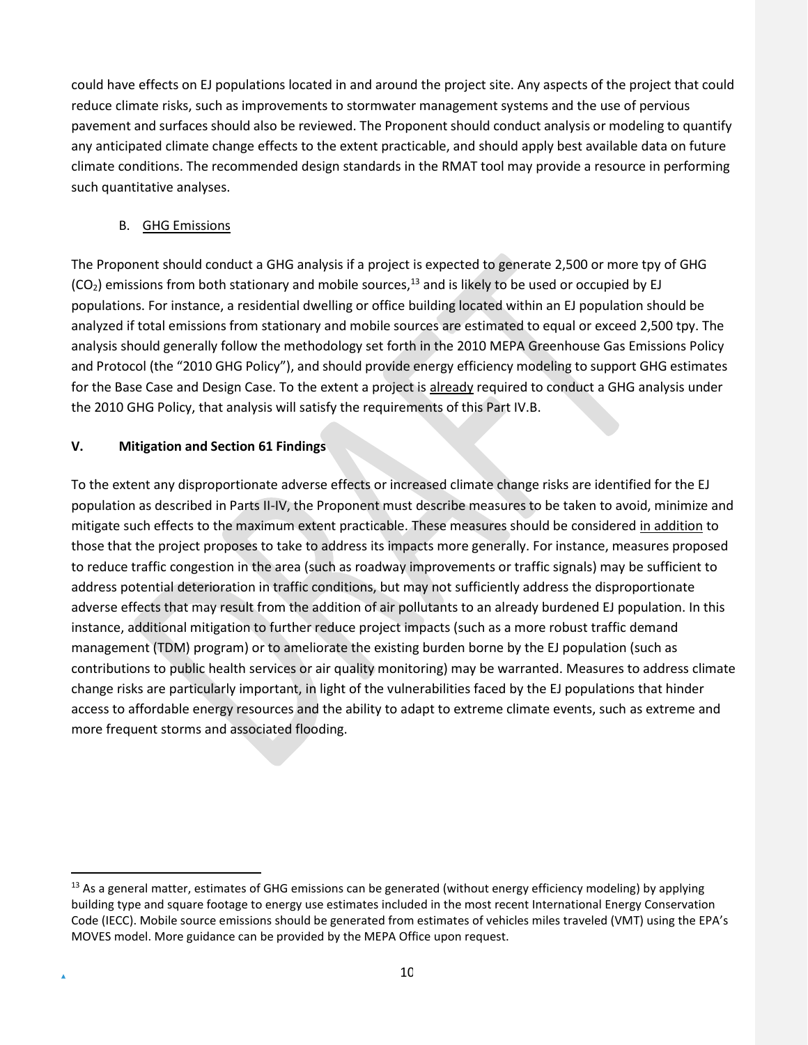could have effects on EJ populations located in and around the project site. Any aspects of the project that could reduce climate risks, such as improvements to stormwater management systems and the use of pervious pavement and surfaces should also be reviewed. The Proponent should conduct analysis or modeling to quantify any anticipated climate change effects to the extent practicable, and should apply best available data on future climate conditions. The recommended design standards in the RMAT tool may provide a resource in performing such quantitative analyses.

### B. GHG Emissions

The Proponent should conduct a GHG analysis if a project is expected to generate 2,500 or more tpy of GHG ($CO_2$) emissions from both stationary and mobile sources,[13] and is likely to be used or occupied by EJ populations. For instance, a residential dwelling or office building located within an EJ population should be analyzed if total emissions from stationary and mobile sources are estimated to equal or exceed 2,500 tpy. The analysis should generally follow the methodology set forth in the 2010 MEPA Greenhouse Gas Emissions Policy and Protocol (the "2010 GHG Policy"), and should provide energy efficiency modeling to support GHG estimates for the Base Case and Design Case. To the extent a project is already required to conduct a GHG analysis under the 2010 GHG Policy, that analysis will satisfy the requirements of this Part IV.B.

## V. Mitigation and Section 61 Findings

To the extent any disproportionate adverse effects or increased climate change risks are identified for the EJ population as described in Parts II-IV, the Proponent must describe measures to be taken to avoid, minimize and mitigate such effects to the maximum extent practicable. These measures should be considered in addition to those that the project proposes to take to address its impacts more generally. For instance, measures proposed to reduce traffic congestion in the area (such as roadway improvements or traffic signals) may be sufficient to address potential deterioration in traffic conditions, but may not sufficiently address the disproportionate adverse effects that may result from the addition of air pollutants to an already burdened EJ population. In this instance, additional mitigation to further reduce project impacts (such as a more robust traffic demand management (TDM) program) or to ameliorate the existing burden borne by the EJ population (such as contributions to public health services or air quality monitoring) may be warranted. Measures to address climate change risks are particularly important, in light of the vulnerabilities faced by the EJ populations that hinder access to affordable energy resources and the ability to adapt to extreme climate events, such as extreme and more frequent storms and associated flooding.

---

[13] As a general matter, estimates of GHG emissions can be generated (without energy efficiency modeling) by applying building type and square footage to energy use estimates included in the most recent International Energy Conservation Code (IECC). Mobile source emissions should be generated from estimates of vehicles miles traveled (VMT) using the EPA's MOVES model. More guidance can be provided by the MEPA Office upon request.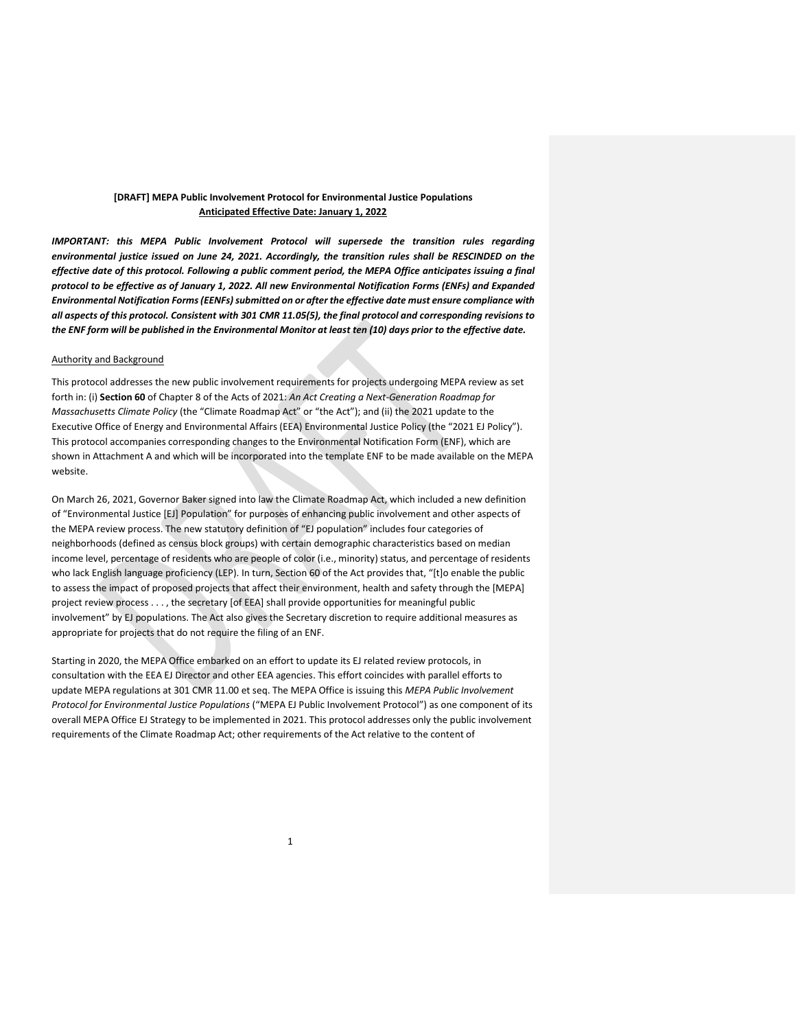**[DRAFT] MEPA Public Involvement Protocol for Environmental Justice Populations**
**Anticipated Effective Date: January 1, 2022**

***IMPORTANT: this MEPA Public Involvement Protocol will supersede the transition rules regarding environmental justice issued on June 24, 2021. Accordingly, the transition rules shall be RESCINDED on the effective date of this protocol. Following a public comment period, the MEPA Office anticipates issuing a final protocol to be effective as of January 1, 2022. All new Environmental Notification Forms (ENFs) and Expanded Environmental Notification Forms (EENFs) submitted on or after the effective date must ensure compliance with all aspects of this protocol. Consistent with 301 CMR 11.05(5), the final protocol and corresponding revisions to the ENF form will be published in the Environmental Monitor at least ten (10) days prior to the effective date.***

Authority and Background

This protocol addresses the new public involvement requirements for projects undergoing MEPA review as set forth in: (i) **Section 60** of Chapter 8 of the Acts of 2021: *An Act Creating a Next-Generation Roadmap for Massachusetts Climate Policy* (the "Climate Roadmap Act" or "the Act"); and (ii) the 2021 update to the Executive Office of Energy and Environmental Affairs (EEA) Environmental Justice Policy (the "2021 EJ Policy"). This protocol accompanies corresponding changes to the Environmental Notification Form (ENF), which are shown in Attachment A and which will be incorporated into the template ENF to be made available on the MEPA website.

On March 26, 2021, Governor Baker signed into law the Climate Roadmap Act, which included a new definition of "Environmental Justice [EJ] Population" for purposes of enhancing public involvement and other aspects of the MEPA review process. The new statutory definition of "EJ population" includes four categories of neighborhoods (defined as census block groups) with certain demographic characteristics based on median income level, percentage of residents who are people of color (i.e., minority) status, and percentage of residents who lack English language proficiency (LEP). In turn, Section 60 of the Act provides that, "[t]o enable the public to assess the impact of proposed projects that affect their environment, health and safety through the [MEPA] project review process . . . , the secretary [of EEA] shall provide opportunities for meaningful public involvement" by EJ populations. The Act also gives the Secretary discretion to require additional measures as appropriate for projects that do not require the filing of an ENF.

Starting in 2020, the MEPA Office embarked on an effort to update its EJ related review protocols, in consultation with the EEA EJ Director and other EEA agencies. This effort coincides with parallel efforts to update MEPA regulations at 301 CMR 11.00 et seq. The MEPA Office is issuing this *MEPA Public Involvement Protocol for Environmental Justice Populations* ("MEPA EJ Public Involvement Protocol") as one component of its overall MEPA Office EJ Strategy to be implemented in 2021. This protocol addresses only the public involvement requirements of the Climate Roadmap Act; other requirements of the Act relative to the content of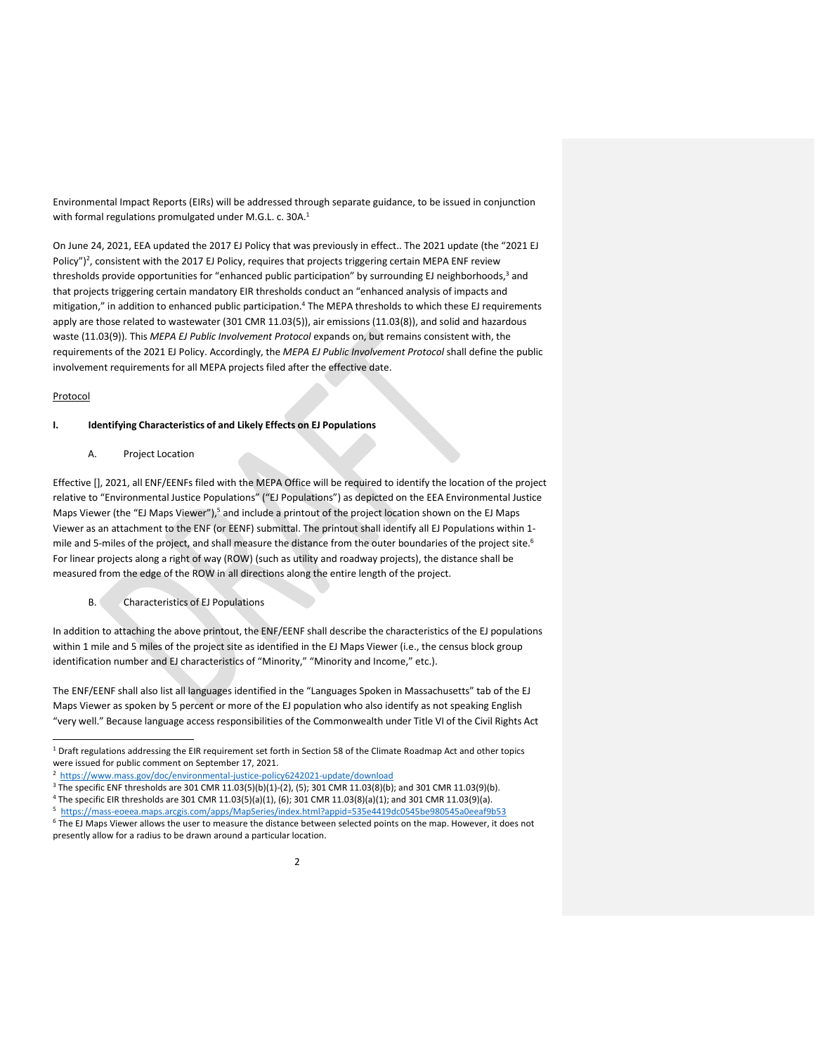Environmental Impact Reports (EIRs) will be addressed through separate guidance, to be issued in conjunction with formal regulations promulgated under M.G.L. c. 30A.[1]

On June 24, 2021, EEA updated the 2017 EJ Policy that was previously in effect.. The 2021 update (the "2021 EJ Policy")[2], consistent with the 2017 EJ Policy, requires that projects triggering certain MEPA ENF review thresholds provide opportunities for "enhanced public participation" by surrounding EJ neighborhoods,[3] and that projects triggering certain mandatory EIR thresholds conduct an "enhanced analysis of impacts and mitigation," in addition to enhanced public participation.[4] The MEPA thresholds to which these EJ requirements apply are those related to wastewater (301 CMR 11.03(5)), air emissions (11.03(8)), and solid and hazardous waste (11.03(9)). This *MEPA EJ Public Involvement Protocol* expands on, but remains consistent with, the requirements of the 2021 EJ Policy. Accordingly, the *MEPA EJ Public Involvement Protocol* shall define the public involvement requirements for all MEPA projects filed after the effective date.

Protocol

## I. Identifying Characteristics of and Likely Effects on EJ Populations

### A. Project Location

Effective [], 2021, all ENF/EENFs filed with the MEPA Office will be required to identify the location of the project relative to "Environmental Justice Populations" ("EJ Populations") as depicted on the EEA Environmental Justice Maps Viewer (the "EJ Maps Viewer"),[5] and include a printout of the project location shown on the EJ Maps Viewer as an attachment to the ENF (or EENF) submittal. The printout shall identify all EJ Populations within 1-mile and 5-miles of the project, and shall measure the distance from the outer boundaries of the project site.[6] For linear projects along a right of way (ROW) (such as utility and roadway projects), the distance shall be measured from the edge of the ROW in all directions along the entire length of the project.

### B. Characteristics of EJ Populations

In addition to attaching the above printout, the ENF/EENF shall describe the characteristics of the EJ populations within 1 mile and 5 miles of the project site as identified in the EJ Maps Viewer (i.e., the census block group identification number and EJ characteristics of "Minority," "Minority and Income," etc.).

The ENF/EENF shall also list all languages identified in the "Languages Spoken in Massachusetts" tab of the EJ Maps Viewer as spoken by 5 percent or more of the EJ population who also identify as not speaking English "very well." Because language access responsibilities of the Commonwealth under Title VI of the Civil Rights Act

---

[1] Draft regulations addressing the EIR requirement set forth in Section 58 of the Climate Roadmap Act and other topics were issued for public comment on September 17, 2021.

[2] https://www.mass.gov/doc/environmental-justice-policy6242021-update/download

[3] The specific ENF thresholds are 301 CMR 11.03(5)(b)(1)-(2), (5); 301 CMR 11.03(8)(b); and 301 CMR 11.03(9)(b).

[4] The specific EIR thresholds are 301 CMR 11.03(5)(a)(1), (6); 301 CMR 11.03(8)(a)(1); and 301 CMR 11.03(9)(a).

[5] https://mass-eoeea.maps.arcgis.com/apps/MapSeries/index.html?appid=535e4419dc0545be980545a0eeaf9b53

[6] The EJ Maps Viewer allows the user to measure the distance between selected points on the map. However, it does not presently allow for a radius to be drawn around a particular location.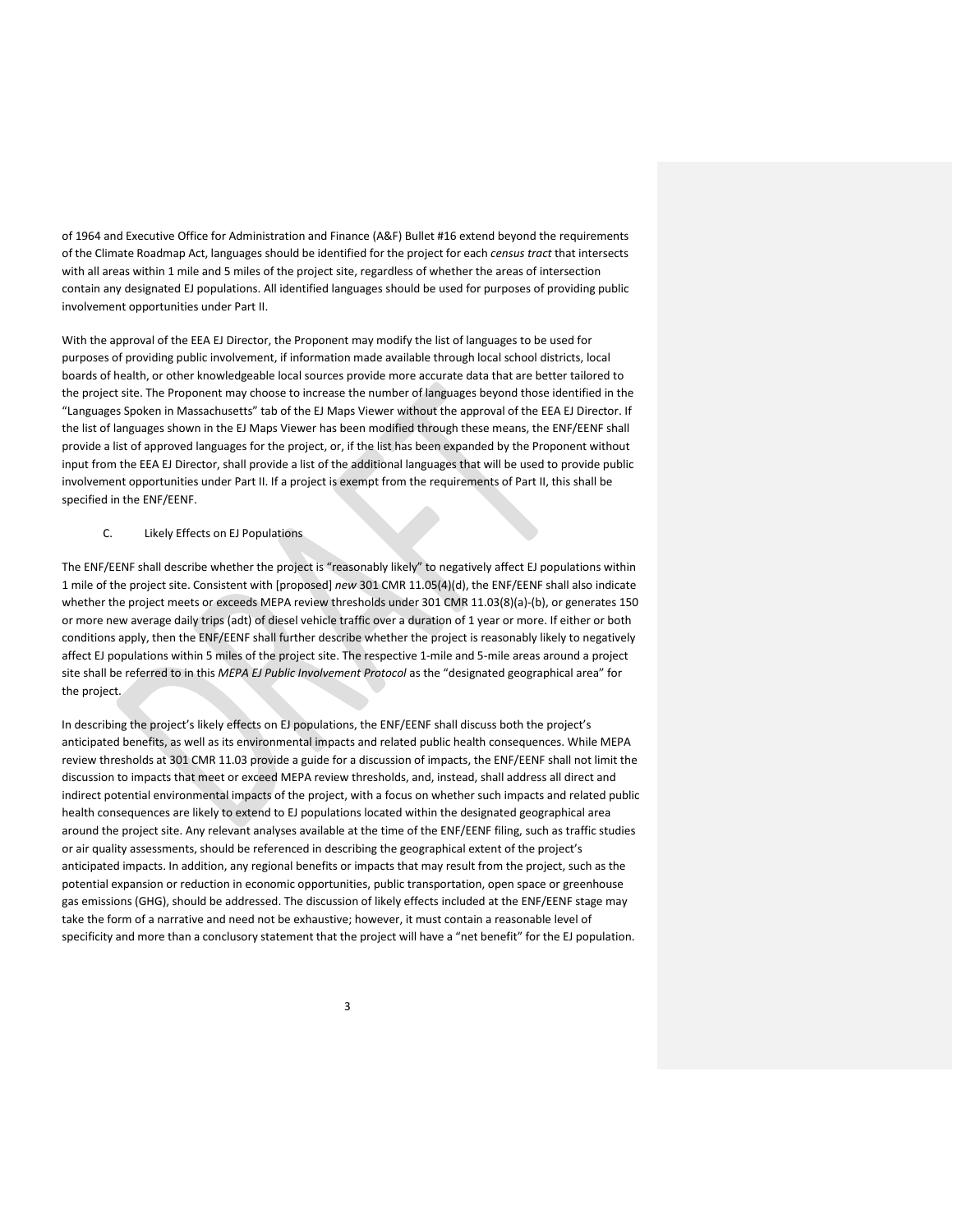of 1964 and Executive Office for Administration and Finance (A&F) Bullet #16 extend beyond the requirements of the Climate Roadmap Act, languages should be identified for the project for each *census tract* that intersects with all areas within 1 mile and 5 miles of the project site, regardless of whether the areas of intersection contain any designated EJ populations. All identified languages should be used for purposes of providing public involvement opportunities under Part II.

With the approval of the EEA EJ Director, the Proponent may modify the list of languages to be used for purposes of providing public involvement, if information made available through local school districts, local boards of health, or other knowledgeable local sources provide more accurate data that are better tailored to the project site. The Proponent may choose to increase the number of languages beyond those identified in the "Languages Spoken in Massachusetts" tab of the EJ Maps Viewer without the approval of the EEA EJ Director. If the list of languages shown in the EJ Maps Viewer has been modified through these means, the ENF/EENF shall provide a list of approved languages for the project, or, if the list has been expanded by the Proponent without input from the EEA EJ Director, shall provide a list of the additional languages that will be used to provide public involvement opportunities under Part II. If a project is exempt from the requirements of Part II, this shall be specified in the ENF/EENF.

C. Likely Effects on EJ Populations

The ENF/EENF shall describe whether the project is "reasonably likely" to negatively affect EJ populations within 1 mile of the project site. Consistent with [proposed] *new* 301 CMR 11.05(4)(d), the ENF/EENF shall also indicate whether the project meets or exceeds MEPA review thresholds under 301 CMR 11.03(8)(a)-(b), or generates 150 or more new average daily trips (adt) of diesel vehicle traffic over a duration of 1 year or more. If either or both conditions apply, then the ENF/EENF shall further describe whether the project is reasonably likely to negatively affect EJ populations within 5 miles of the project site. The respective 1-mile and 5-mile areas around a project site shall be referred to in this *MEPA EJ Public Involvement Protocol* as the "designated geographical area" for the project.

In describing the project's likely effects on EJ populations, the ENF/EENF shall discuss both the project's anticipated benefits, as well as its environmental impacts and related public health consequences. While MEPA review thresholds at 301 CMR 11.03 provide a guide for a discussion of impacts, the ENF/EENF shall not limit the discussion to impacts that meet or exceed MEPA review thresholds, and, instead, shall address all direct and indirect potential environmental impacts of the project, with a focus on whether such impacts and related public health consequences are likely to extend to EJ populations located within the designated geographical area around the project site. Any relevant analyses available at the time of the ENF/EENF filing, such as traffic studies or air quality assessments, should be referenced in describing the geographical extent of the project's anticipated impacts. In addition, any regional benefits or impacts that may result from the project, such as the potential expansion or reduction in economic opportunities, public transportation, open space or greenhouse gas emissions (GHG), should be addressed. The discussion of likely effects included at the ENF/EENF stage may take the form of a narrative and need not be exhaustive; however, it must contain a reasonable level of specificity and more than a conclusory statement that the project will have a "net benefit" for the EJ population.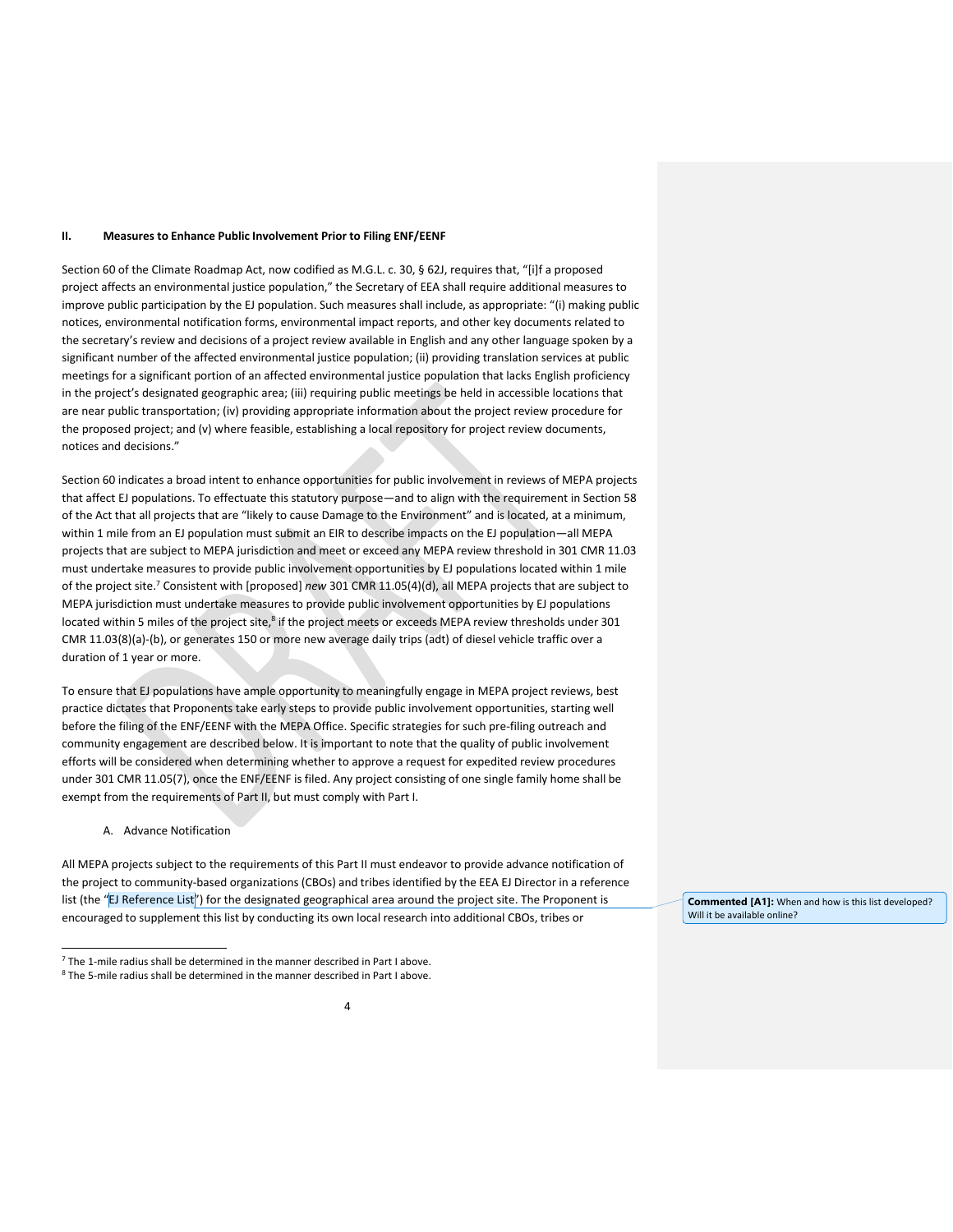## II. Measures to Enhance Public Involvement Prior to Filing ENF/EENF

Section 60 of the Climate Roadmap Act, now codified as M.G.L. c. 30, § 62J, requires that, "[i]f a proposed project affects an environmental justice population," the Secretary of EEA shall require additional measures to improve public participation by the EJ population. Such measures shall include, as appropriate: "(i) making public notices, environmental notification forms, environmental impact reports, and other key documents related to the secretary's review and decisions of a project review available in English and any other language spoken by a significant number of the affected environmental justice population; (ii) providing translation services at public meetings for a significant portion of an affected environmental justice population that lacks English proficiency in the project's designated geographic area; (iii) requiring public meetings be held in accessible locations that are near public transportation; (iv) providing appropriate information about the project review procedure for the proposed project; and (v) where feasible, establishing a local repository for project review documents, notices and decisions."

Section 60 indicates a broad intent to enhance opportunities for public involvement in reviews of MEPA projects that affect EJ populations. To effectuate this statutory purpose—and to align with the requirement in Section 58 of the Act that all projects that are "likely to cause Damage to the Environment" and is located, at a minimum, within 1 mile from an EJ population must submit an EIR to describe impacts on the EJ population—all MEPA projects that are subject to MEPA jurisdiction and meet or exceed any MEPA review threshold in 301 CMR 11.03 must undertake measures to provide public involvement opportunities by EJ populations located within 1 mile of the project site.[7] Consistent with [proposed] *new* 301 CMR 11.05(4)(d), all MEPA projects that are subject to MEPA jurisdiction must undertake measures to provide public involvement opportunities by EJ populations located within 5 miles of the project site,[8] if the project meets or exceeds MEPA review thresholds under 301 CMR 11.03(8)(a)-(b), or generates 150 or more new average daily trips (adt) of diesel vehicle traffic over a duration of 1 year or more.

To ensure that EJ populations have ample opportunity to meaningfully engage in MEPA project reviews, best practice dictates that Proponents take early steps to provide public involvement opportunities, starting well before the filing of the ENF/EENF with the MEPA Office. Specific strategies for such pre-filing outreach and community engagement are described below. It is important to note that the quality of public involvement efforts will be considered when determining whether to approve a request for expedited review procedures under 301 CMR 11.05(7), once the ENF/EENF is filed. Any project consisting of one single family home shall be exempt from the requirements of Part II, but must comply with Part I.

### A. Advance Notification

All MEPA projects subject to the requirements of this Part II must endeavor to provide advance notification of the project to community-based organizations (CBOs) and tribes identified by the EEA EJ Director in a reference list (the "EJ Reference List") for the designated geographical area around the project site. The Proponent is encouraged to supplement this list by conducting its own local research into additional CBOs, tribes or

**Commented [A1]:** When and how is this list developed? Will it be available online?

[7] The 1-mile radius shall be determined in the manner described in Part I above.

[8] The 5-mile radius shall be determined in the manner described in Part I above.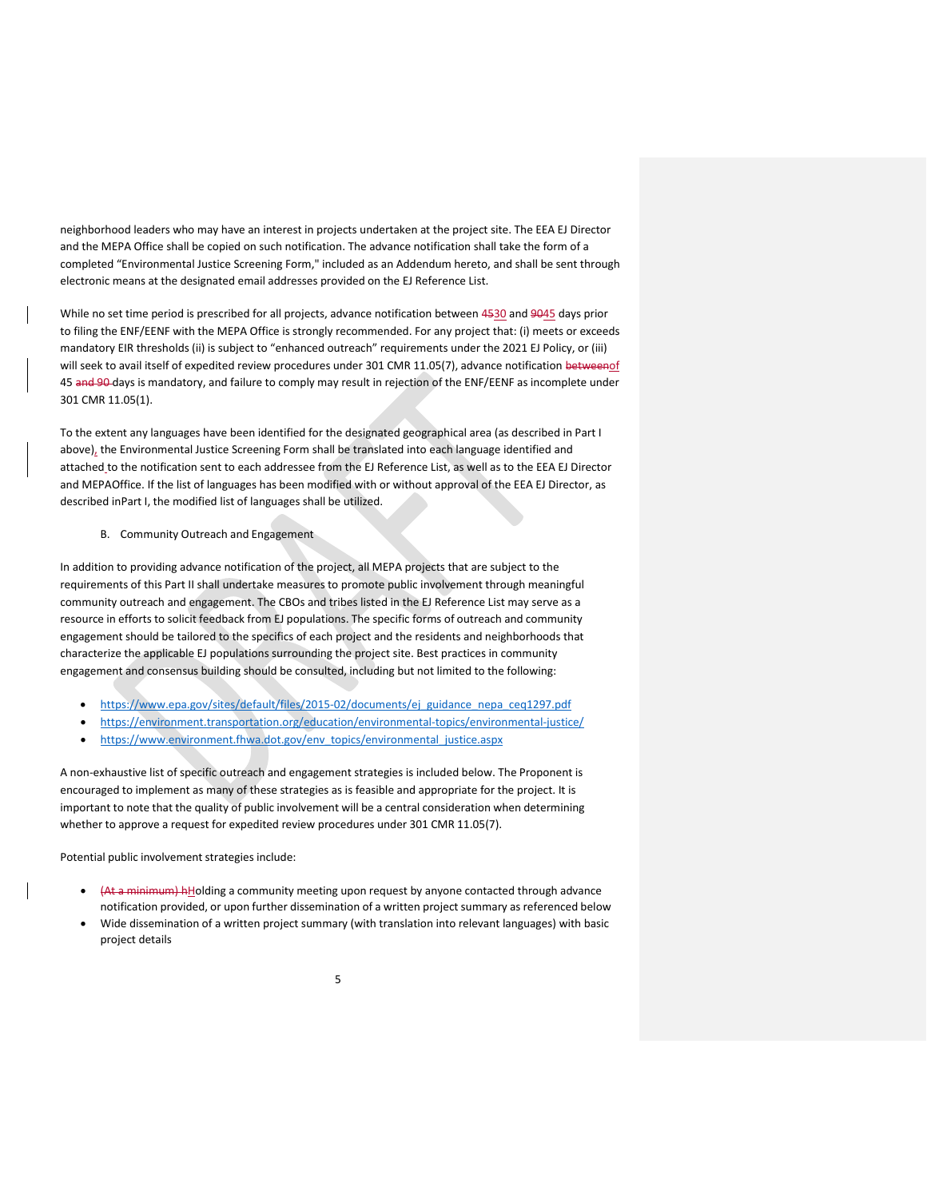neighborhood leaders who may have an interest in projects undertaken at the project site. The EEA EJ Director and the MEPA Office shall be copied on such notification. The advance notification shall take the form of a completed "Environmental Justice Screening Form," included as an Addendum hereto, and shall be sent through electronic means at the designated email addresses provided on the EJ Reference List.

While no set time period is prescribed for all projects, advance notification between ~~45~~30 and ~~90~~45 days prior to filing the ENF/EENF with the MEPA Office is strongly recommended. For any project that: (i) meets or exceeds mandatory EIR thresholds (ii) is subject to "enhanced outreach" requirements under the 2021 EJ Policy, or (iii) will seek to avail itself of expedited review procedures under 301 CMR 11.05(7), advance notification ~~between~~of 45 ~~and 90~~ days is mandatory, and failure to comply may result in rejection of the ENF/EENF as incomplete under 301 CMR 11.05(1).

To the extent any languages have been identified for the designated geographical area (as described in Part I above), the Environmental Justice Screening Form shall be translated into each language identified and attached to the notification sent to each addressee from the EJ Reference List, as well as to the EEA EJ Director and MEPAOffice. If the list of languages has been modified with or without approval of the EEA EJ Director, as described inPart I, the modified list of languages shall be utilized.

B. Community Outreach and Engagement

In addition to providing advance notification of the project, all MEPA projects that are subject to the requirements of this Part II shall undertake measures to promote public involvement through meaningful community outreach and engagement. The CBOs and tribes listed in the EJ Reference List may serve as a resource in efforts to solicit feedback from EJ populations. The specific forms of outreach and community engagement should be tailored to the specifics of each project and the residents and neighborhoods that characterize the applicable EJ populations surrounding the project site. Best practices in community engagement and consensus building should be consulted, including but not limited to the following:

- https://www.epa.gov/sites/default/files/2015-02/documents/ej_guidance_nepa_ceq1297.pdf
- https://environment.transportation.org/education/environmental-topics/environmental-justice/
- https://www.environment.fhwa.dot.gov/env_topics/environmental_justice.aspx

A non-exhaustive list of specific outreach and engagement strategies is included below. The Proponent is encouraged to implement as many of these strategies as is feasible and appropriate for the project. It is important to note that the quality of public involvement will be a central consideration when determining whether to approve a request for expedited review procedures under 301 CMR 11.05(7).

Potential public involvement strategies include:

- ~~(At a minimum) h~~Holding a community meeting upon request by anyone contacted through advance notification provided, or upon further dissemination of a written project summary as referenced below
- Wide dissemination of a written project summary (with translation into relevant languages) with basic project details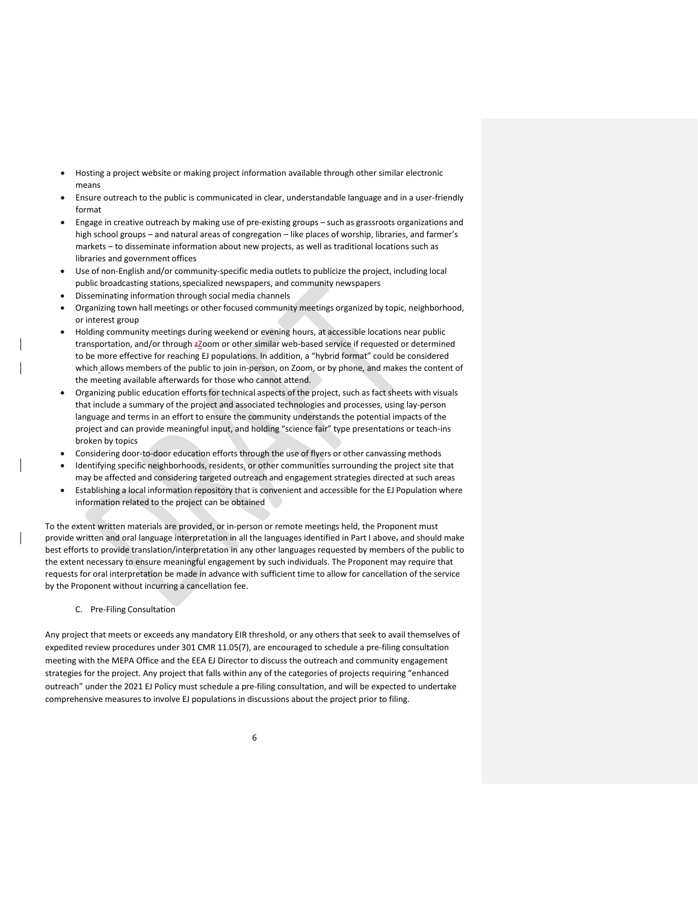- Hosting a project website or making project information available through other similar electronic means
- Ensure outreach to the public is communicated in clear, understandable language and in a user-friendly format
- Engage in creative outreach by making use of pre-existing groups – such as grassroots organizations and high school groups – and natural areas of congregation – like places of worship, libraries, and farmer's markets – to disseminate information about new projects, as well as traditional locations such as libraries and government offices
- Use of non-English and/or community-specific media outlets to publicize the project, including local public broadcasting stations, specialized newspapers, and community newspapers
- Disseminating information through social media channels
- Organizing town hall meetings or other focused community meetings organized by topic, neighborhood, or interest group
- Holding community meetings during weekend or evening hours, at accessible locations near public transportation, and/or through Zoom or other similar web-based service if requested or determined to be more effective for reaching EJ populations. In addition, a "hybrid format" could be considered which allows members of the public to join in-person, on Zoom, or by phone, and makes the content of the meeting available afterwards for those who cannot attend.
- Organizing public education efforts for technical aspects of the project, such as fact sheets with visuals that include a summary of the project and associated technologies and processes, using lay-person language and terms in an effort to ensure the community understands the potential impacts of the project and can provide meaningful input, and holding "science fair" type presentations or teach-ins broken by topics
- Considering door-to-door education efforts through the use of flyers or other canvassing methods
- Identifying specific neighborhoods, residents, or other communities surrounding the project site that may be affected and considering targeted outreach and engagement strategies directed at such areas
- Establishing a local information repository that is convenient and accessible for the EJ Population where information related to the project can be obtained

To the extent written materials are provided, or in-person or remote meetings held, the Proponent must provide written and oral language interpretation in all the languages identified in Part I above and should make best efforts to provide translation/interpretation in any other languages requested by members of the public to the extent necessary to ensure meaningful engagement by such individuals. The Proponent may require that requests for oral interpretation be made in advance with sufficient time to allow for cancellation of the service by the Proponent without incurring a cancellation fee.

C. Pre-Filing Consultation

Any project that meets or exceeds any mandatory EIR threshold, or any others that seek to avail themselves of expedited review procedures under 301 CMR 11.05(7), are encouraged to schedule a pre-filing consultation meeting with the MEPA Office and the EEA EJ Director to discuss the outreach and community engagement strategies for the project. Any project that falls within any of the categories of projects requiring "enhanced outreach" under the 2021 EJ Policy must schedule a pre-filing consultation, and will be expected to undertake comprehensive measures to involve EJ populations in discussions about the project prior to filing.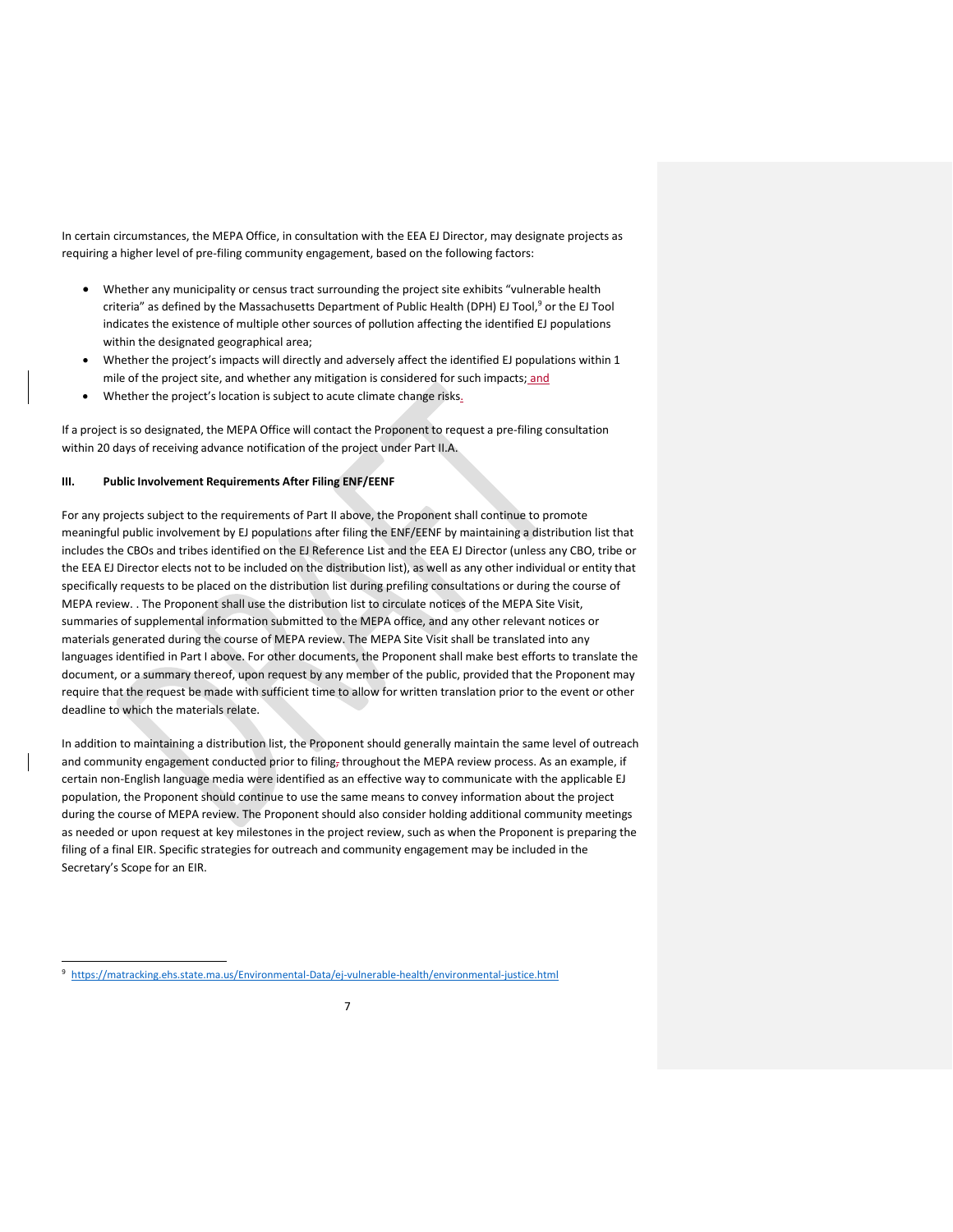In certain circumstances, the MEPA Office, in consultation with the EEA EJ Director, may designate projects as requiring a higher level of pre-filing community engagement, based on the following factors:

- Whether any municipality or census tract surrounding the project site exhibits "vulnerable health criteria" as defined by the Massachusetts Department of Public Health (DPH) EJ Tool,[9] or the EJ Tool indicates the existence of multiple other sources of pollution affecting the identified EJ populations within the designated geographical area;
- Whether the project's impacts will directly and adversely affect the identified EJ populations within 1 mile of the project site, and whether any mitigation is considered for such impacts; and
- Whether the project's location is subject to acute climate change risks.

If a project is so designated, the MEPA Office will contact the Proponent to request a pre-filing consultation within 20 days of receiving advance notification of the project under Part II.A.

### III. Public Involvement Requirements After Filing ENF/EENF

For any projects subject to the requirements of Part II above, the Proponent shall continue to promote meaningful public involvement by EJ populations after filing the ENF/EENF by maintaining a distribution list that includes the CBOs and tribes identified on the EJ Reference List and the EEA EJ Director (unless any CBO, tribe or the EEA EJ Director elects not to be included on the distribution list), as well as any other individual or entity that specifically requests to be placed on the distribution list during prefiling consultations or during the course of MEPA review. . The Proponent shall use the distribution list to circulate notices of the MEPA Site Visit, summaries of supplemental information submitted to the MEPA office, and any other relevant notices or materials generated during the course of MEPA review. The MEPA Site Visit shall be translated into any languages identified in Part I above. For other documents, the Proponent shall make best efforts to translate the document, or a summary thereof, upon request by any member of the public, provided that the Proponent may require that the request be made with sufficient time to allow for written translation prior to the event or other deadline to which the materials relate.

In addition to maintaining a distribution list, the Proponent should generally maintain the same level of outreach and community engagement conducted prior to filing throughout the MEPA review process. As an example, if certain non-English language media were identified as an effective way to communicate with the applicable EJ population, the Proponent should continue to use the same means to convey information about the project during the course of MEPA review. The Proponent should also consider holding additional community meetings as needed or upon request at key milestones in the project review, such as when the Proponent is preparing the filing of a final EIR. Specific strategies for outreach and community engagement may be included in the Secretary's Scope for an EIR.

[9] https://matracking.ehs.state.ma.us/Environmental-Data/ej-vulnerable-health/environmental-justice.html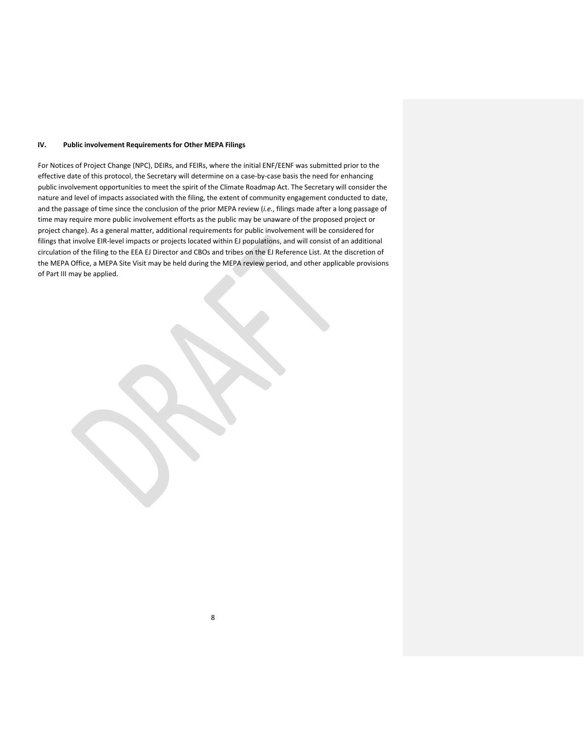## IV. Public involvement Requirements for Other MEPA Filings

For Notices of Project Change (NPC), DEIRs, and FEIRs, where the initial ENF/EENF was submitted prior to the effective date of this protocol, the Secretary will determine on a case-by-case basis the need for enhancing public involvement opportunities to meet the spirit of the Climate Roadmap Act. The Secretary will consider the nature and level of impacts associated with the filing, the extent of community engagement conducted to date, and the passage of time since the conclusion of the prior MEPA review (*i.e.*, filings made after a long passage of time may require more public involvement efforts as the public may be unaware of the proposed project or project change). As a general matter, additional requirements for public involvement will be considered for filings that involve EIR-level impacts or projects located within EJ populations, and will consist of an additional circulation of the filing to the EEA EJ Director and CBOs and tribes on the EJ Reference List. At the discretion of the MEPA Office, a MEPA Site Visit may be held during the MEPA review period, and other applicable provisions of Part III may be applied.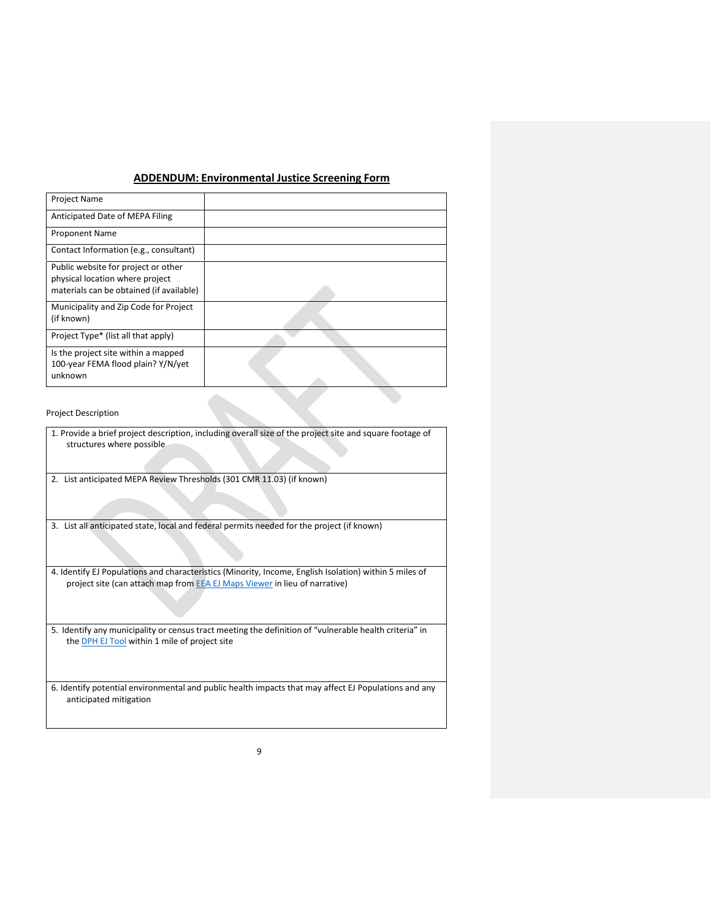## ADDENDUM: Environmental Justice Screening Form

| Project Name | |
|---|---|
| Anticipated Date of MEPA Filing | |
| Proponent Name | |
| Contact Information (e.g., consultant) | |
| Public website for project or other physical location where project materials can be obtained (if available) | |
| Municipality and Zip Code for Project (if known) | |
| Project Type* (list all that apply) | |
| Is the project site within a mapped 100-year FEMA flood plain? Y/N/yet unknown | |

Project Description

| 1. Provide a brief project description, including overall size of the project site and square footage of structures where possible |
|---|
| 2. List anticipated MEPA Review Thresholds (301 CMR 11.03) (if known) |
| 3. List all anticipated state, local and federal permits needed for the project (if known) |
| 4. Identify EJ Populations and characteristics (Minority, Income, English Isolation) within 5 miles of project site (can attach map from EEA EJ Maps Viewer in lieu of narrative) |
| 5. Identify any municipality or census tract meeting the definition of "vulnerable health criteria" in the DPH EJ Tool within 1 mile of project site |
| 6. Identify potential environmental and public health impacts that may affect EJ Populations and any anticipated mitigation |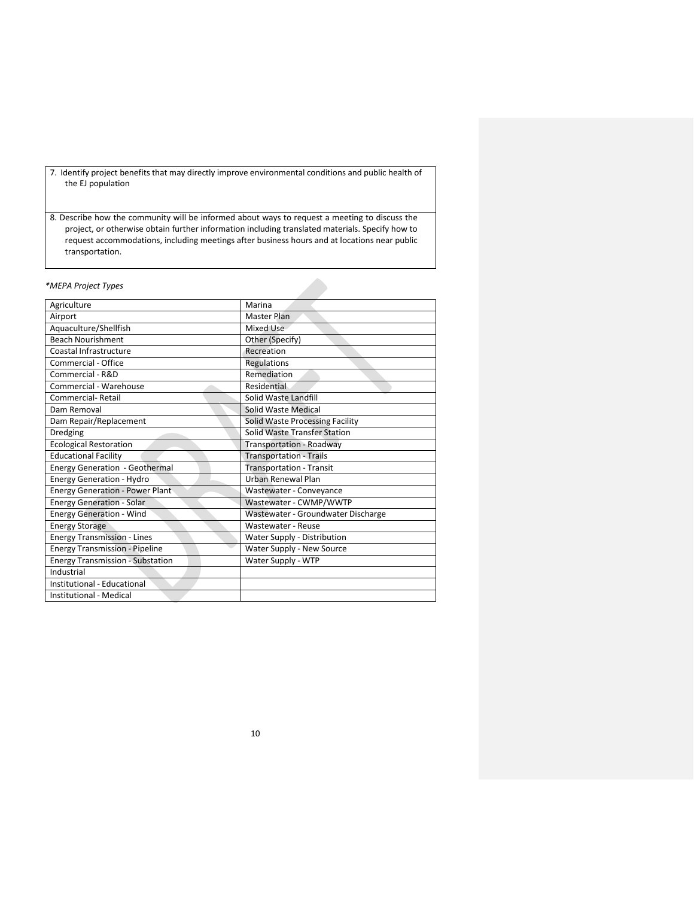| |
|---|
| 7. Identify project benefits that may directly improve environmental conditions and public health of the EJ population |
| 8. Describe how the community will be informed about ways to request a meeting to discuss the project, or otherwise obtain further information including translated materials. Specify how to request accommodations, including meetings after business hours and at locations near public transportation. |

*\*MEPA Project Types*

| | |
|---|---|
| Agriculture | Marina |
| Airport | Master Plan |
| Aquaculture/Shellfish | Mixed Use |
| Beach Nourishment | Other (Specify) |
| Coastal Infrastructure | Recreation |
| Commercial - Office | Regulations |
| Commercial - R&D | Remediation |
| Commercial - Warehouse | Residential |
| Commercial- Retail | Solid Waste Landfill |
| Dam Removal | Solid Waste Medical |
| Dam Repair/Replacement | Solid Waste Processing Facility |
| Dredging | Solid Waste Transfer Station |
| Ecological Restoration | Transportation - Roadway |
| Educational Facility | Transportation - Trails |
| Energy Generation - Geothermal | Transportation - Transit |
| Energy Generation - Hydro | Urban Renewal Plan |
| Energy Generation - Power Plant | Wastewater - Conveyance |
| Energy Generation - Solar | Wastewater - CWMP/WWTP |
| Energy Generation - Wind | Wastewater - Groundwater Discharge |
| Energy Storage | Wastewater - Reuse |
| Energy Transmission - Lines | Water Supply - Distribution |
| Energy Transmission - Pipeline | Water Supply - New Source |
| Energy Transmission - Substation | Water Supply - WTP |
| Industrial | |
| Institutional - Educational | |
| Institutional - Medical | |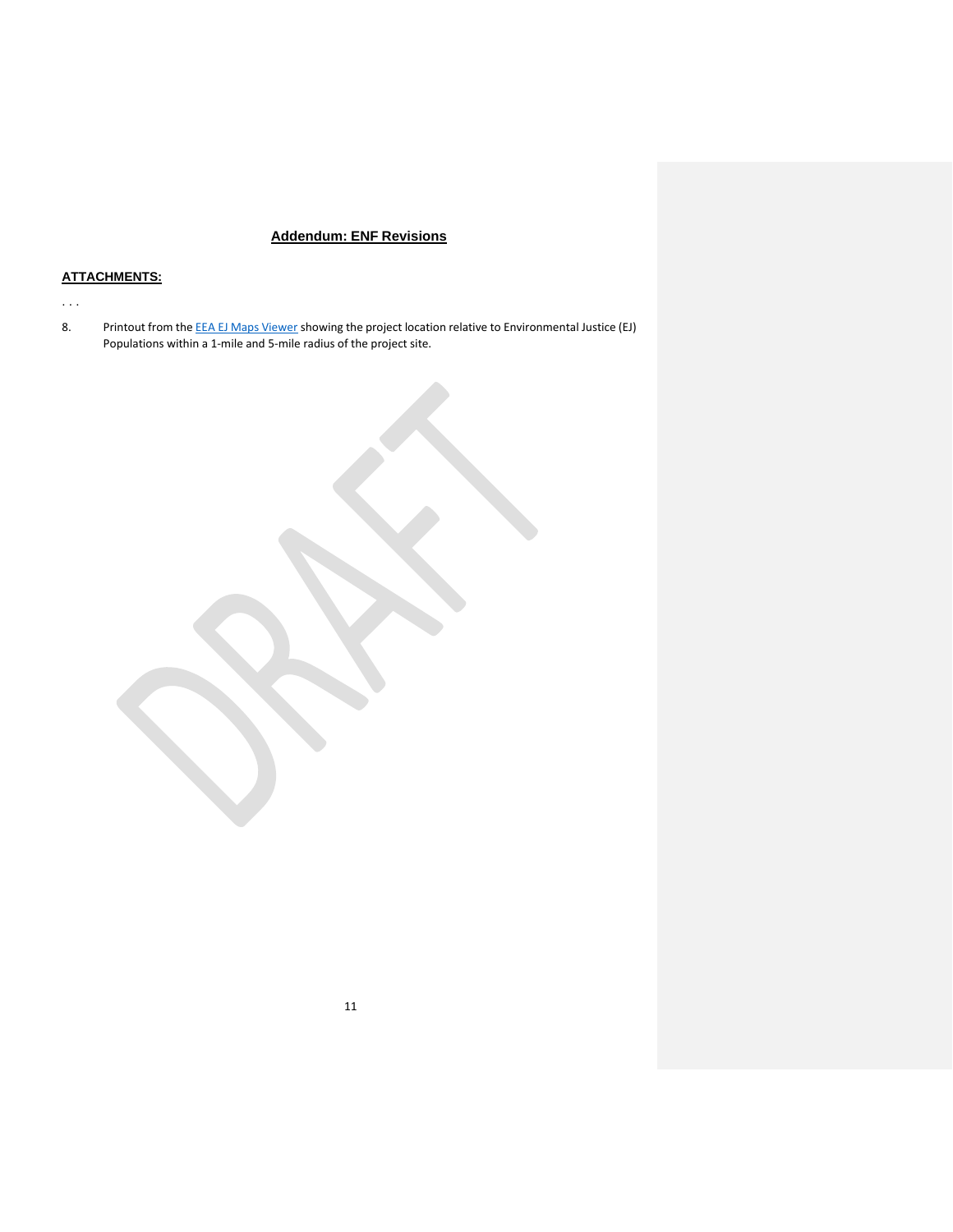## Addendum: ENF Revisions

### ATTACHMENTS:

. . .

8. Printout from the [EEA EJ Maps Viewer] showing the project location relative to Environmental Justice (EJ) Populations within a 1-mile and 5-mile radius of the project site.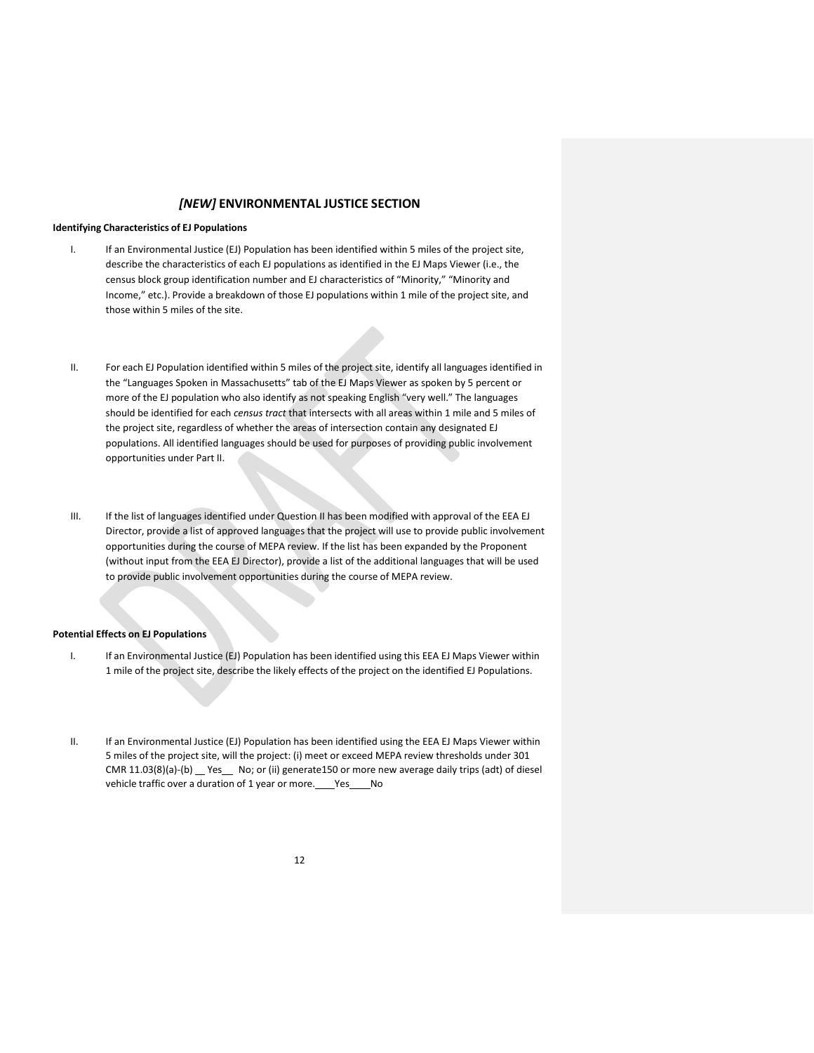## *[NEW]* ENVIRONMENTAL JUSTICE SECTION

**Identifying Characteristics of EJ Populations**

I. If an Environmental Justice (EJ) Population has been identified within 5 miles of the project site, describe the characteristics of each EJ populations as identified in the EJ Maps Viewer (i.e., the census block group identification number and EJ characteristics of "Minority," "Minority and Income," etc.). Provide a breakdown of those EJ populations within 1 mile of the project site, and those within 5 miles of the site.

II. For each EJ Population identified within 5 miles of the project site, identify all languages identified in the "Languages Spoken in Massachusetts" tab of the EJ Maps Viewer as spoken by 5 percent or more of the EJ population who also identify as not speaking English "very well." The languages should be identified for each *census tract* that intersects with all areas within 1 mile and 5 miles of the project site, regardless of whether the areas of intersection contain any designated EJ populations. All identified languages should be used for purposes of providing public involvement opportunities under Part II.

III. If the list of languages identified under Question II has been modified with approval of the EEA EJ Director, provide a list of approved languages that the project will use to provide public involvement opportunities during the course of MEPA review. If the list has been expanded by the Proponent (without input from the EEA EJ Director), provide a list of the additional languages that will be used to provide public involvement opportunities during the course of MEPA review.

**Potential Effects on EJ Populations**

I. If an Environmental Justice (EJ) Population has been identified using this EEA EJ Maps Viewer within 1 mile of the project site, describe the likely effects of the project on the identified EJ Populations.

II. If an Environmental Justice (EJ) Population has been identified using the EEA EJ Maps Viewer within 5 miles of the project site, will the project: (i) meet or exceed MEPA review thresholds under 301 CMR 11.03(8)(a)-(b) __ Yes__ No; or (ii) generate150 or more new average daily trips (adt) of diesel vehicle traffic over a duration of 1 year or more.____Yes____No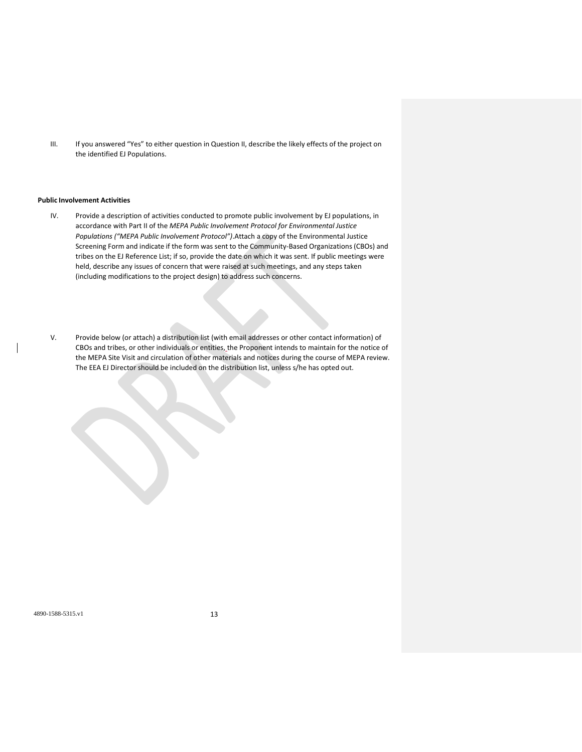III. If you answered "Yes" to either question in Question II, describe the likely effects of the project on the identified EJ Populations.

**Public Involvement Activities**

IV. Provide a description of activities conducted to promote public involvement by EJ populations, in accordance with Part II of the *MEPA Public Involvement Protocol for Environmental Justice Populations ("MEPA Public Involvement Protocol")*.Attach a copy of the Environmental Justice Screening Form and indicate if the form was sent to the Community-Based Organizations (CBOs) and tribes on the EJ Reference List; if so, provide the date on which it was sent. If public meetings were held, describe any issues of concern that were raised at such meetings, and any steps taken (including modifications to the project design) to address such concerns.

V. Provide below (or attach) a distribution list (with email addresses or other contact information) of CBOs and tribes, or other individuals or entities, the Proponent intends to maintain for the notice of the MEPA Site Visit and circulation of other materials and notices during the course of MEPA review. The EEA EJ Director should be included on the distribution list, unless s/he has opted out.

4890-1588-5315.v1